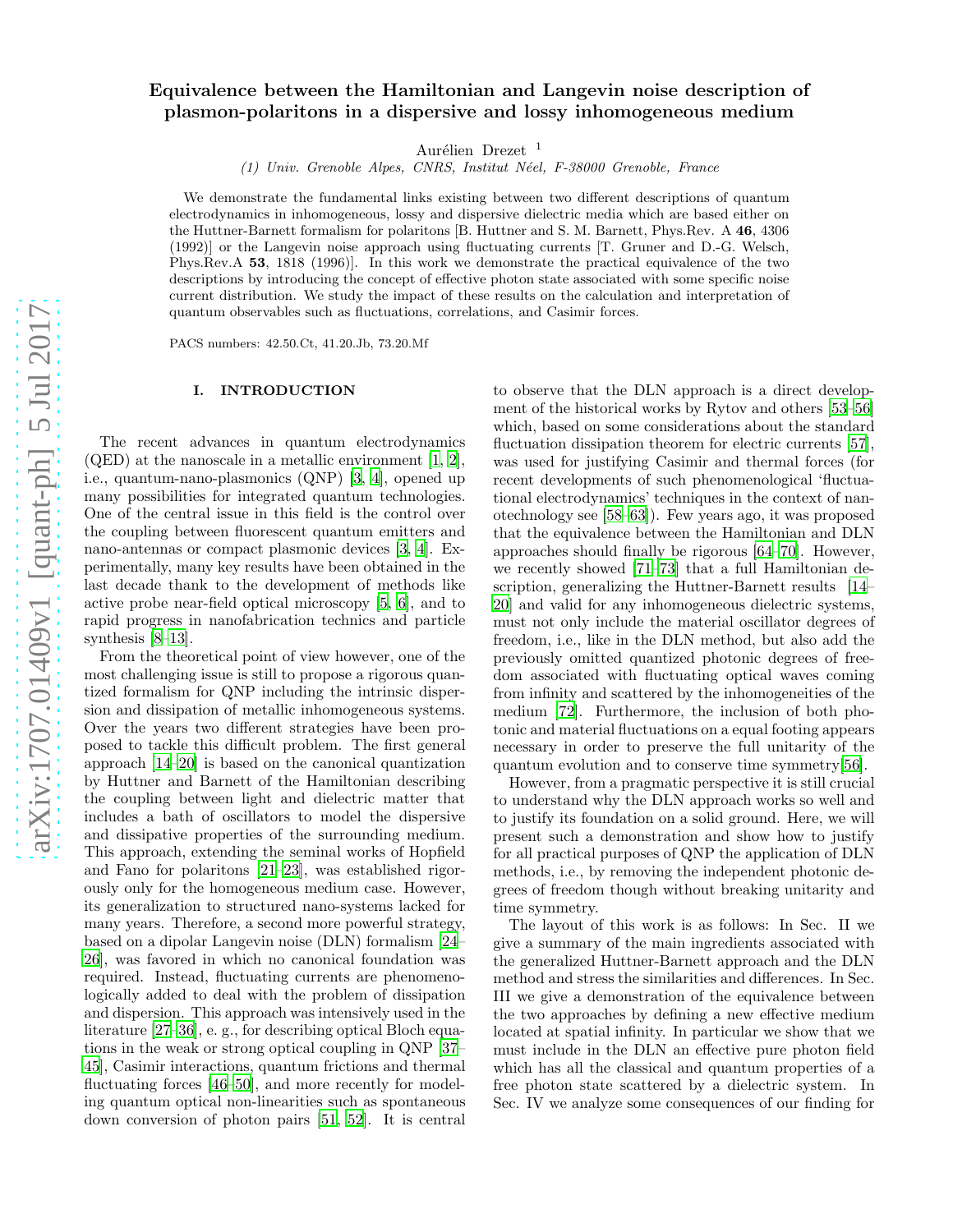# Equivalence between the Hamiltonian and Langevin noise description of plasmon-polaritons in a dispersive and lossy inhomogeneous medium

Aurélien Drezet [1]

*(1) Univ. Grenoble Alpes, CNRS, Institut Néel, F-38000 Grenoble, France*

We demonstrate the fundamental links existing between two different descriptions of quantum electrodynamics in inhomogeneous, lossy and dispersive dielectric media which are based either on the Huttner-Barnett formalism for polaritons [B. Huttner and S. M. Barnett, Phys.Rev. A **46**, 4306 (1992)] or the Langevin noise approach using fluctuating currents [T. Gruner and D.-G. Welsch, Phys.Rev.A **53**, 1818 (1996)]. In this work we demonstrate the practical equivalence of the two descriptions by introducing the concept of effective photon state associated with some specific noise current distribution. We study the impact of these results on the calculation and interpretation of quantum observables such as fluctuations, correlations, and Casimir forces.

PACS numbers: 42.50.Ct, 41.20.Jb, 73.20.Mf

## I. INTRODUCTION

The recent advances in quantum electrodynamics (QED) at the nanoscale in a metallic environment [1, 2], i.e., quantum-nano-plasmonics (QNP) [3, 4], opened up many possibilities for integrated quantum technologies. One of the central issue in this field is the control over the coupling between fluorescent quantum emitters and nano-antennas or compact plasmonic devices [3, 4]. Experimentally, many key results have been obtained in the last decade thank to the development of methods like active probe near-field optical microscopy [5, 6], and to rapid progress in nanofabrication technics and particle synthesis [8–13].

From the theoretical point of view however, one of the most challenging issue is still to propose a rigorous quantized formalism for QNP including the intrinsic dispersion and dissipation of metallic inhomogeneous systems. Over the years two different strategies have been proposed to tackle this difficult problem. The first general approach [14–20] is based on the canonical quantization by Huttner and Barnett of the Hamiltonian describing the coupling between light and dielectric matter that includes a bath of oscillators to model the dispersive and dissipative properties of the surrounding medium. This approach, extending the seminal works of Hopfield and Fano for polaritons [21–23], was established rigorously only for the homogeneous medium case. However, its generalization to structured nano-systems lacked for many years. Therefore, a second more powerful strategy, based on a dipolar Langevin noise (DLN) formalism [24–26], was favored in which no canonical foundation was required. Instead, fluctuating currents are phenomenologically added to deal with the problem of dissipation and dispersion. This approach was intensively used in the literature [27–36], e. g., for describing optical Bloch equations in the weak or strong optical coupling in QNP [37–45], Casimir interactions, quantum frictions and thermal fluctuating forces [46–50], and more recently for modeling quantum optical non-linearities such as spontaneous down conversion of photon pairs [51, 52]. It is central to observe that the DLN approach is a direct development of the historical works by Rytov and others [53–56] which, based on some considerations about the standard fluctuation dissipation theorem for electric currents [57], was used for justifying Casimir and thermal forces (for recent developments of such phenomenological 'fluctuational electrodynamics' techniques in the context of nanotechnology see [58–63]). Few years ago, it was proposed that the equivalence between the Hamiltonian and DLN approaches should finally be rigorous [64–70]. However, we recently showed [71–73] that a full Hamiltonian description, generalizing the Huttner-Barnett results [14–20] and valid for any inhomogeneous dielectric systems, must not only include the material oscillator degrees of freedom, i.e., like in the DLN method, but also add the previously omitted quantized photonic degrees of freedom associated with fluctuating optical waves coming from infinity and scattered by the inhomogeneities of the medium [72]. Furthermore, the inclusion of both photonic and material fluctuations on a equal footing appears necessary in order to preserve the full unitarity of the quantum evolution and to conserve time symmetry[56].

However, from a pragmatic perspective it is still crucial to understand why the DLN approach works so well and to justify its foundation on a solid ground. Here, we will present such a demonstration and show how to justify for all practical purposes of QNP the application of DLN methods, i.e., by removing the independent photonic degrees of freedom though without breaking unitarity and time symmetry.

The layout of this work is as follows: In Sec. II we give a summary of the main ingredients associated with the generalized Huttner-Barnett approach and the DLN method and stress the similarities and differences. In Sec. III we give a demonstration of the equivalence between the two approaches by defining a new effective medium located at spatial infinity. In particular we show that we must include in the DLN an effective pure photon field which has all the classical and quantum properties of a free photon state scattered by a dielectric system. In Sec. IV we analyze some consequences of our finding for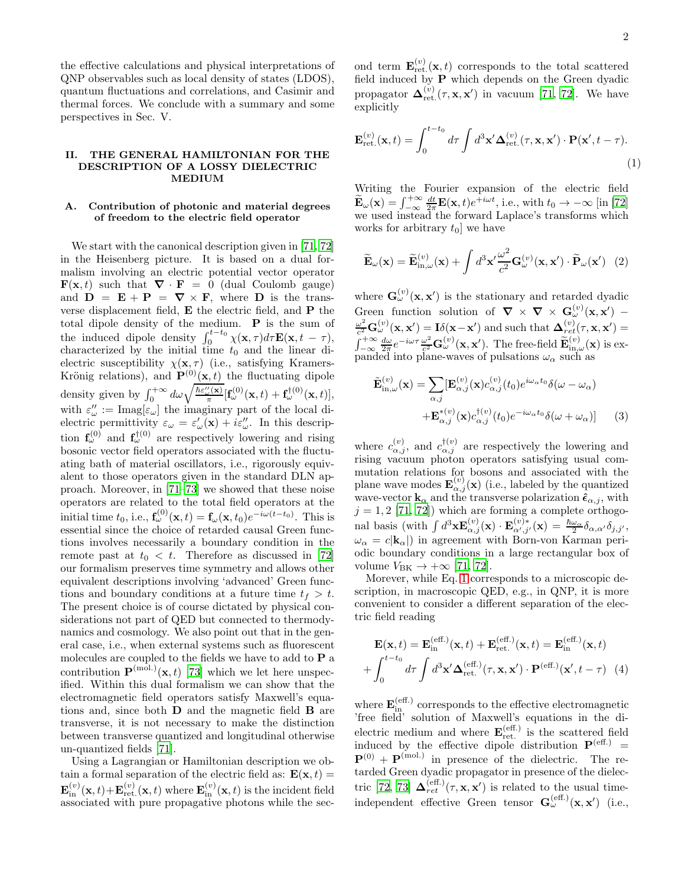the effective calculations and physical interpretations of QNP observables such as local density of states (LDOS), quantum fluctuations and correlations, and Casimir and thermal forces. We conclude with a summary and some perspectives in Sec. V.

## II. THE GENERAL HAMILTONIAN FOR THE DESCRIPTION OF A LOSSY DIELECTRIC MEDIUM

### A. Contribution of photonic and material degrees of freedom to the electric field operator

We start with the canonical description given in [71, 72] in the Heisenberg picture. It is based on a dual formalism involving an electric potential vector operator $\mathbf{F}(\mathbf{x},t)$ such that $\boldsymbol{\nabla}\cdot\mathbf{F}=0$ (dual Coulomb gauge) and $\mathbf{D}=\mathbf{E}+\mathbf{P}=\boldsymbol{\nabla}\times\mathbf{F}$, where $\mathbf{D}$ is the transverse displacement field, $\mathbf{E}$ the electric field, and $\mathbf{P}$ the total dipole density of the medium. $\mathbf{P}$ is the sum of the induced dipole density $\int_0^{t-t_0}\chi(\mathbf{x},\tau)d\tau\mathbf{E}(\mathbf{x},t-\tau)$, characterized by the initial time $t_0$ and the linear dielectric susceptibility $\chi(\mathbf{x},\tau)$ (i.e., satisfying Kramers-Krönig relations), and $\mathbf{P}^{(0)}(\mathbf{x},t)$ the fluctuating dipole density given by $\int_0^{+\infty}d\omega\sqrt{\frac{\hbar\varepsilon''_\omega(\mathbf{x})}{\pi}}[\mathbf{f}^{(0)}_\omega(\mathbf{x},t)+\mathbf{f}^{\dagger(0)}_\omega(\mathbf{x},t)]$, with $\varepsilon''_\omega:=\textrm{Imag}[\varepsilon_\omega]$ the imaginary part of the local dielectric permittivity $\varepsilon_\omega=\varepsilon'_\omega(\mathbf{x})+i\varepsilon''_\omega$. In this description $\mathbf{f}^{(0)}_\omega$ and $\mathbf{f}^{\dagger(0)}_\omega$ are respectively lowering and rising bosonic vector field operators associated with the fluctuating bath of material oscillators, i.e., rigorously equivalent to those operators given in the standard DLN approach. Moreover, in [71–73] we showed that these noise operators are related to the total field operators at the initial time $t_0$, i.e., $\mathbf{f}^{(0)}_\omega(\mathbf{x},t)=\mathbf{f}_\omega(\mathbf{x},t_0)e^{-i\omega(t-t_0)}$. This is essential since the choice of retarded causal Green functions involves necessarily a boundary condition in the remote past at $t_0<t$. Therefore as discussed in [72] our formalism preserves time symmetry and allows other equivalent descriptions involving 'advanced' Green functions and boundary conditions at a future time $t_f>t$. The present choice is of course dictated by physical considerations not part of QED but connected to thermodynamics and cosmology. We also point out that in the general case, i.e., when external systems such as fluorescent molecules are coupled to the fields we have to add to $\mathbf{P}$ a contribution $\mathbf{P}^{(\textrm{mol.})}(\mathbf{x},t)$ [73] which we let here unspecified. Within this dual formalism we can show that the electromagnetic field operators satisfy Maxwell's equations and, since both $\mathbf{D}$ and the magnetic field $\mathbf{B}$ are transverse, it is not necessary to make the distinction between transverse quantized and longitudinal otherwise un-quantized fields [71].

Using a Lagrangian or Hamiltonian description we obtain a formal separation of the electric field as: $\mathbf{E}(\mathbf{x},t)=\mathbf{E}^{(v)}_{\textrm{in}}(\mathbf{x},t)+\mathbf{E}^{(v)}_{\textrm{ret.}}(\mathbf{x},t)$ where $\mathbf{E}^{(v)}_{\textrm{in}}(\mathbf{x},t)$ is the incident field associated with pure propagative photons while the second term $\mathbf{E}^{(v)}_{\textrm{ret.}}(\mathbf{x},t)$ corresponds to the total scattered field induced by $\mathbf{P}$ which depends on the Green dyadic propagator $\boldsymbol{\Delta}^{(v)}_{\textrm{ret.}}(\tau,\mathbf{x},\mathbf{x}')$ in vacuum [71, 72]. We have explicitly

$$\mathbf{E}^{(v)}_{\textrm{ret.}}(\mathbf{x},t)=\int_0^{t-t_0}d\tau\int d^3\mathbf{x}'\boldsymbol{\Delta}^{(v)}_{\textrm{ret.}}(\tau,\mathbf{x},\mathbf{x}')\cdot\mathbf{P}(\mathbf{x}',t-\tau). \tag{1}$$

Writing the Fourier expansion of the electric field $\widetilde{\mathbf{E}}_\omega(\mathbf{x})=\int_{-\infty}^{+\infty}\frac{dt}{2\pi}\mathbf{E}(\mathbf{x},t)e^{+i\omega t}$, i.e., with $t_0\to-\infty$ [in [72] we used instead the forward Laplace's transforms which works for arbitrary $t_0$] we have

$$\widetilde{\mathbf{E}}_\omega(\mathbf{x})=\widetilde{\mathbf{E}}^{(v)}_{\textrm{in},\omega}(\mathbf{x})+\int d^3\mathbf{x}'\frac{\omega^2}{c^2}\mathbf{G}^{(v)}_\omega(\mathbf{x},\mathbf{x}')\cdot\widetilde{\mathbf{P}}_\omega(\mathbf{x}') \tag{2}$$

where $\mathbf{G}^{(v)}_\omega(\mathbf{x},\mathbf{x}')$ is the stationary and retarded dyadic Green function solution of $\boldsymbol{\nabla}\times\boldsymbol{\nabla}\times\mathbf{G}^{(v)}_\omega(\mathbf{x},\mathbf{x}')-\frac{\omega^2}{c^2}\mathbf{G}^{(v)}_\omega(\mathbf{x},\mathbf{x}')=\mathbf{I}\delta(\mathbf{x}-\mathbf{x}')$ and such that $\boldsymbol{\Delta}^{(v)}_{ret}(\tau,\mathbf{x},\mathbf{x}')=\int_{-\infty}^{+\infty}\frac{d\omega}{2\pi}e^{-i\omega\tau}\frac{\omega^2}{c^2}\mathbf{G}^{(v)}_\omega(\mathbf{x},\mathbf{x}')$. The free-field $\widetilde{\mathbf{E}}^{(v)}_{\textrm{in},\omega}(\mathbf{x})$ is expanded into plane-waves of pulsations $\omega_\alpha$ such as

$$\begin{aligned}\tilde{\mathbf{E}}^{(v)}_{\textrm{in},\omega}(\mathbf{x})=\sum_{\alpha,j}[&\mathbf{E}^{(v)}_{\alpha,j}(\mathbf{x})c^{(v)}_{\alpha,j}(t_0)e^{i\omega_\alpha t_0}\delta(\omega-\omega_\alpha)\\&+\mathbf{E}^{*(v)}_{\alpha,j}(\mathbf{x})c^{\dagger(v)}_{\alpha,j}(t_0)e^{-i\omega_\alpha t_0}\delta(\omega+\omega_\alpha)]\end{aligned} \tag{3}$$

where $c^{(v)}_{\alpha,j}$, and $c^{\dagger(v)}_{\alpha,j}$ are respectively the lowering and rising vacuum photon operators satisfying usual commutation relations for bosons and associated with the plane wave modes $\mathbf{E}^{(v)}_{\alpha,j}(\mathbf{x})$ (i.e., labeled by the quantized wave-vector $\mathbf{k}_\alpha$ and the transverse polarization $\hat{\boldsymbol{\epsilon}}_{\alpha,j}$, with $j=1,2$ [71, 72]) which are forming a complete orthogonal basis (with $\int d^3\mathbf{x}\mathbf{E}^{(v)}_{\alpha,j}(\mathbf{x})\cdot\mathbf{E}^{(v)*}_{\alpha',j'}(\mathbf{x})=\frac{\hbar\omega_\alpha}{2}\delta_{\alpha,\alpha'}\delta_{j,j'}$, $\omega_\alpha=c|\mathbf{k}_\alpha|$) in agreement with Born-von Karman periodic boundary conditions in a large rectangular box of volume $V_{\textrm{BK}}\to+\infty$ [71, 72].

Morever, while Eq. 1 corresponds to a microscopic description, in macroscopic QED, e.g., in QNP, it is more convenient to consider a different separation of the electric field reading

$$\begin{aligned}\mathbf{E}(\mathbf{x},t)&=\mathbf{E}^{(\textrm{eff.})}_{\textrm{in}}(\mathbf{x},t)+\mathbf{E}^{(\textrm{eff.})}_{\textrm{ret.}}(\mathbf{x},t)=\mathbf{E}^{(\textrm{eff.})}_{\textrm{in}}(\mathbf{x},t)\\&+\int_0^{t-t_0}d\tau\int d^3\mathbf{x}'\boldsymbol{\Delta}^{(\textrm{eff.})}_{\textrm{ret.}}(\tau,\mathbf{x},\mathbf{x}')\cdot\mathbf{P}^{(\textrm{eff.})}(\mathbf{x}',t-\tau)\end{aligned} \tag{4}$$

where $\mathbf{E}^{(\textrm{eff.})}_{\textrm{in}}$ corresponds to the effective electromagnetic 'free field' solution of Maxwell's equations in the dielectric medium and where $\mathbf{E}^{(\textrm{eff.})}_{\textrm{ret.}}$ is the scattered field induced by the effective dipole distribution $\mathbf{P}^{(\textrm{eff.})}=\mathbf{P}^{(0)}+\mathbf{P}^{(\textrm{mol.})}$ in presence of the dielectric. The retarded Green dyadic propagator in presence of the dielectric [72, 73] $\boldsymbol{\Delta}^{(\textrm{eff.})}_{ret}(\tau,\mathbf{x},\mathbf{x}')$ is related to the usual time-independent effective Green tensor $\mathbf{G}^{(\textrm{eff.})}_\omega(\mathbf{x},\mathbf{x}')$ (i.e.,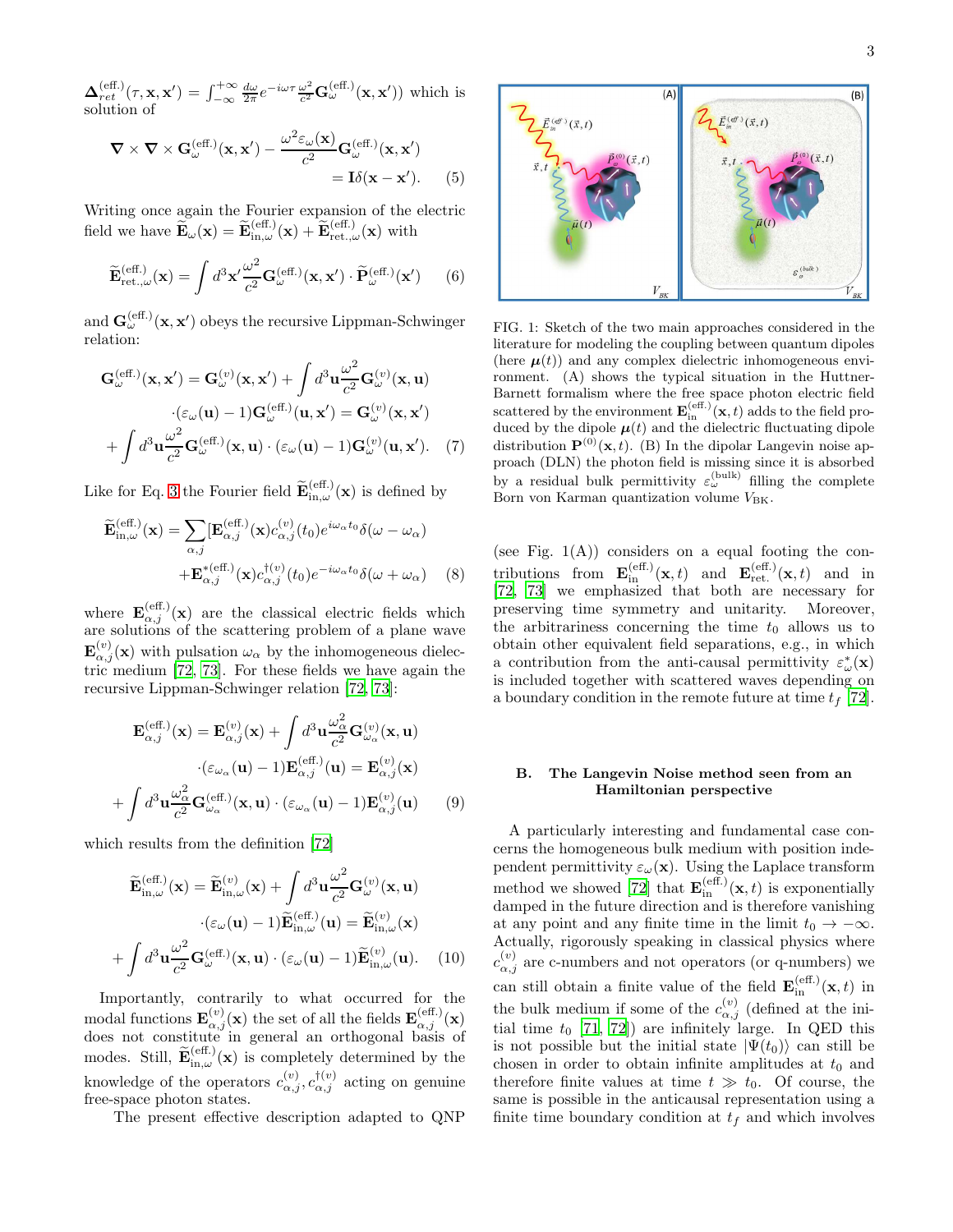$\mathbf{\Delta}^{(\text{eff.})}_{ret}(\tau,\mathbf{x},\mathbf{x}') = \int_{-\infty}^{+\infty}\frac{d\omega}{2\pi}e^{-i\omega\tau}\frac{\omega^2}{c^2}\mathbf{G}^{(\text{eff.})}_\omega(\mathbf{x},\mathbf{x}'))$ which is solution of

$$\mathbf{\nabla}\times\mathbf{\nabla}\times\mathbf{G}^{(\text{eff.})}_\omega(\mathbf{x},\mathbf{x}') - \frac{\omega^2\varepsilon_\omega(\mathbf{x})}{c^2}\mathbf{G}^{(\text{eff.})}_\omega(\mathbf{x},\mathbf{x}') = \mathbf{I}\delta(\mathbf{x}-\mathbf{x}'). \quad (5)$$

Writing once again the Fourier expansion of the electric field we have $\widetilde{\mathbf{E}}_\omega(\mathbf{x}) = \widetilde{\mathbf{E}}^{(\text{eff.})}_{\text{in},\omega}(\mathbf{x}) + \widetilde{\mathbf{E}}^{(\text{eff.})}_{\text{ret.},\omega}(\mathbf{x})$ with

$$\widetilde{\mathbf{E}}^{(\text{eff.})}_{\text{ret.},\omega}(\mathbf{x}) = \int d^3\mathbf{x}'\frac{\omega^2}{c^2}\mathbf{G}^{(\text{eff.})}_\omega(\mathbf{x},\mathbf{x}')\cdot\widetilde{\mathbf{P}}^{(\text{eff.})}_\omega(\mathbf{x}') \quad (6)$$

and $\mathbf{G}^{(\text{eff.})}_\omega(\mathbf{x},\mathbf{x}')$ obeys the recursive Lippman-Schwinger relation:

$$\begin{aligned}\mathbf{G}^{(\text{eff.})}_\omega(\mathbf{x},\mathbf{x}') &= \mathbf{G}^{(v)}_\omega(\mathbf{x},\mathbf{x}') + \int d^3\mathbf{u}\frac{\omega^2}{c^2}\mathbf{G}^{(v)}_\omega(\mathbf{x},\mathbf{u})\\ &\cdot(\varepsilon_\omega(\mathbf{u})-1)\mathbf{G}^{(\text{eff.})}_\omega(\mathbf{u},\mathbf{x}') = \mathbf{G}^{(v)}_\omega(\mathbf{x},\mathbf{x}')\\ &+\int d^3\mathbf{u}\frac{\omega^2}{c^2}\mathbf{G}^{(\text{eff.})}_\omega(\mathbf{x},\mathbf{u})\cdot(\varepsilon_\omega(\mathbf{u})-1)\mathbf{G}^{(v)}_\omega(\mathbf{u},\mathbf{x}'). \quad (7)\end{aligned}$$

Like for Eq. 3 the Fourier field $\widetilde{\mathbf{E}}^{(\text{eff.})}_{\text{in},\omega}(\mathbf{x})$ is defined by

$$\begin{aligned}\widetilde{\mathbf{E}}^{(\text{eff.})}_{\text{in},\omega}(\mathbf{x}) = \sum_{\alpha,j}[&\mathbf{E}^{(\text{eff.})}_{\alpha,j}(\mathbf{x})c^{(v)}_{\alpha,j}(t_0)e^{i\omega_\alpha t_0}\delta(\omega-\omega_\alpha)\\ &+\mathbf{E}^{*(\text{eff.})}_{\alpha,j}(\mathbf{x})c^{\dagger(v)}_{\alpha,j}(t_0)e^{-i\omega_\alpha t_0}\delta(\omega+\omega_\alpha) \quad (8)\end{aligned}$$

where $\mathbf{E}^{(\text{eff.})}_{\alpha,j}(\mathbf{x})$ are the classical electric fields which are solutions of the scattering problem of a plane wave $\mathbf{E}^{(v)}_{\alpha,j}(\mathbf{x})$ with pulsation $\omega_\alpha$ by the inhomogeneous dielectric medium [72, 73]. For these fields we have again the recursive Lippman-Schwinger relation [72, 73]:

$$\begin{aligned}\mathbf{E}^{(\text{eff.})}_{\alpha,j}(\mathbf{x}) &= \mathbf{E}^{(v)}_{\alpha,j}(\mathbf{x}) + \int d^3\mathbf{u}\frac{\omega_\alpha^2}{c^2}\mathbf{G}^{(v)}_{\omega_\alpha}(\mathbf{x},\mathbf{u})\\ &\cdot(\varepsilon_{\omega_\alpha}(\mathbf{u})-1)\mathbf{E}^{(\text{eff.})}_{\alpha,j}(\mathbf{u}) = \mathbf{E}^{(v)}_{\alpha,j}(\mathbf{x})\\ &+\int d^3\mathbf{u}\frac{\omega_\alpha^2}{c^2}\mathbf{G}^{(\text{eff.})}_{\omega_\alpha}(\mathbf{x},\mathbf{u})\cdot(\varepsilon_{\omega_\alpha}(\mathbf{u})-1)\mathbf{E}^{(v)}_{\alpha,j}(\mathbf{u}) \quad (9)\end{aligned}$$

which results from the definition [72]

$$\begin{aligned}\widetilde{\mathbf{E}}^{(\text{eff.})}_{\text{in},\omega}(\mathbf{x}) &= \widetilde{\mathbf{E}}^{(v)}_{\text{in},\omega}(\mathbf{x}) + \int d^3\mathbf{u}\frac{\omega^2}{c^2}\mathbf{G}^{(v)}_\omega(\mathbf{x},\mathbf{u})\\ &\cdot(\varepsilon_\omega(\mathbf{u})-1)\widetilde{\mathbf{E}}^{(\text{eff.})}_{\text{in},\omega}(\mathbf{u}) = \widetilde{\mathbf{E}}^{(v)}_{\text{in},\omega}(\mathbf{x})\\ &+\int d^3\mathbf{u}\frac{\omega^2}{c^2}\mathbf{G}^{(\text{eff.})}_\omega(\mathbf{x},\mathbf{u})\cdot(\varepsilon_\omega(\mathbf{u})-1)\widetilde{\mathbf{E}}^{(v)}_{\text{in},\omega}(\mathbf{u}). \quad (10)\end{aligned}$$

Importantly, contrarily to what occurred for the modal functions $\mathbf{E}^{(v)}_{\alpha,j}(\mathbf{x})$ the set of all the fields $\mathbf{E}^{(\text{eff.})}_{\alpha,j}(\mathbf{x})$ does not constitute in general an orthogonal basis of modes. Still, $\widetilde{\mathbf{E}}^{(\text{eff.})}_{\text{in},\omega}(\mathbf{x})$ is completely determined by the knowledge of the operators $c^{(v)}_{\alpha,j}, c^{\dagger(v)}_{\alpha,j}$ acting on genuine free-space photon states.

The present effective description adapted to QNP (see Fig. 1(A)) considers on a equal footing the contributions from $\mathbf{E}^{(\text{eff.})}_{\text{in}}(\mathbf{x},t)$ and $\mathbf{E}^{(\text{eff.})}_{\text{ret.}}(\mathbf{x},t)$ and in [72, 73] we emphasized that both are necessary for preserving time symmetry and unitarity. Moreover, the arbitrariness concerning the time $t_0$ allows us to obtain other equivalent field separations, e.g., in which a contribution from the anti-causal permittivity $\varepsilon^*_\omega(\mathbf{x})$ is included together with scattered waves depending on a boundary condition in the remote future at time $t_f$ [72].

FIG. 1: Sketch of the two main approaches considered in the literature for modeling the coupling between quantum dipoles (here $\boldsymbol{\mu}(t)$) and any complex dielectric inhomogeneous environment. (A) shows the typical situation in the Huttner-Barnett formalism where the free space photon electric field scattered by the environment $\mathbf{E}^{(\text{eff.})}_{\text{in}}(\mathbf{x},t)$ adds to the field produced by the dipole $\boldsymbol{\mu}(t)$ and the dielectric fluctuating dipole distribution $\mathbf{P}^{(0)}(\mathbf{x},t)$. (B) In the dipolar Langevin noise approach (DLN) the photon field is missing since it is absorbed by a residual bulk permittivity $\varepsilon^{(\text{bulk})}_\omega$ filling the complete Born von Karman quantization volume $V_{\text{BK}}$.

### B. The Langevin Noise method seen from an Hamiltonian perspective

A particularly interesting and fundamental case concerns the homogeneous bulk medium with position independent permittivity $\varepsilon_\omega(\mathbf{x})$. Using the Laplace transform method we showed [72] that $\mathbf{E}^{(\text{eff.})}_{\text{in}}(\mathbf{x},t)$ is exponentially damped in the future direction and is therefore vanishing at any point and any finite time in the limit $t_0 \to -\infty$. Actually, rigorously speaking in classical physics where $c^{(v)}_{\alpha,j}$ are c-numbers and not operators (or q-numbers) we can still obtain a finite value of the field $\mathbf{E}^{(\text{eff.})}_{\text{in}}(\mathbf{x},t)$ in the bulk medium if some of the $c^{(v)}_{\alpha,j}$ (defined at the initial time $t_0$ [71, 72]) are infinitely large. In QED this is not possible but the initial state $|\Psi(t_0)\rangle$ can still be chosen in order to obtain infinite amplitudes at $t_0$ and therefore finite values at time $t \gg t_0$. Of course, the same is possible in the anticausal representation using a finite time boundary condition at $t_f$ and which involves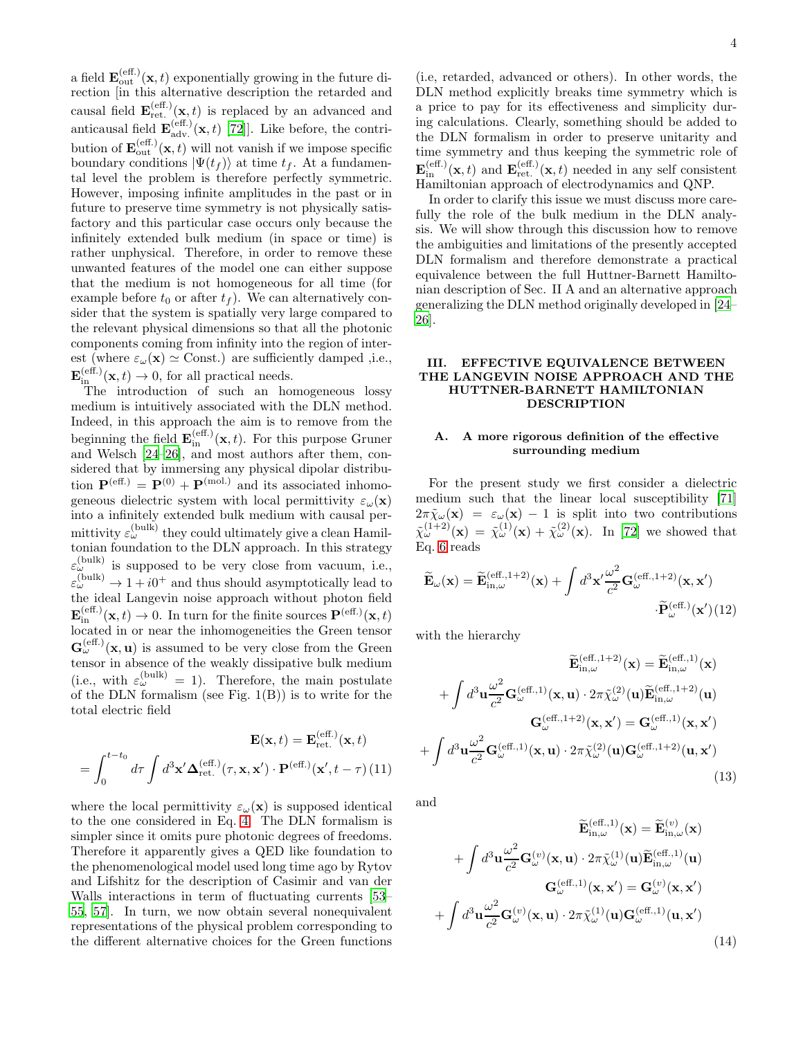a field $\mathbf{E}^{(\text{eff.})}_{\text{out}}(\mathbf{x},t)$ exponentially growing in the future direction [in this alternative description the retarded and causal field $\mathbf{E}^{(\text{eff.})}_{\text{ret.}}(\mathbf{x},t)$ is replaced by an advanced and anticausal field $\mathbf{E}^{(\text{eff.})}_{\text{adv.}}(\mathbf{x},t)$ [72]]. Like before, the contribution of $\mathbf{E}^{(\text{eff.})}_{\text{out}}(\mathbf{x},t)$ will not vanish if we impose specific boundary conditions $|\Psi(t_f)\rangle$ at time $t_f$. At a fundamental level the problem is therefore perfectly symmetric. However, imposing infinite amplitudes in the past or in future to preserve time symmetry is not physically satisfactory and this particular case occurs only because the infinitely extended bulk medium (in space or time) is rather unphysical. Therefore, in order to remove these unwanted features of the model one can either suppose that the medium is not homogeneous for all time (for example before $t_0$ or after $t_f$). We can alternatively consider that the system is spatially very large compared to the relevant physical dimensions so that all the photonic components coming from infinity into the region of interest (where $\varepsilon_\omega(\mathbf{x}) \simeq$ Const.) are sufficiently damped ,i.e., $\mathbf{E}^{(\text{eff.})}_{\text{in}}(\mathbf{x},t) \to 0$, for all practical needs.

The introduction of such an homogeneous lossy medium is intuitively associated with the DLN method. Indeed, in this approach the aim is to remove from the beginning the field $\mathbf{E}^{(\text{eff.})}_{\text{in}}(\mathbf{x},t)$. For this purpose Gruner and Welsch [24–26], and most authors after them, considered that by immersing any physical dipolar distribution $\mathbf{P}^{(\text{eff.})} = \mathbf{P}^{(0)} + \mathbf{P}^{(\text{mol.})}$ and its associated inhomogeneous dielectric system with local permittivity $\varepsilon_\omega(\mathbf{x})$ into a infinitely extended bulk medium with causal permittivity $\varepsilon^{(\text{bulk})}_\omega$ they could ultimately give a clean Hamiltonian foundation to the DLN approach. In this strategy $\varepsilon^{(\text{bulk})}_\omega$ is supposed to be very close from vacuum, i.e., $\varepsilon^{(\text{bulk})}_\omega \to 1 + i0^+$ and thus should asymptotically lead to the ideal Langevin noise approach without photon field $\mathbf{E}^{(\text{eff.})}_{\text{in}}(\mathbf{x},t) \to 0$. In turn for the finite sources $\mathbf{P}^{(\text{eff.})}(\mathbf{x},t)$ located in or near the inhomogeneities the Green tensor $\mathbf{G}^{(\text{eff.})}_\omega(\mathbf{x},\mathbf{u})$ is assumed to be very close from the Green tensor in absence of the weakly dissipative bulk medium (i.e., with $\varepsilon^{(\text{bulk})}_\omega = 1$). Therefore, the main postulate of the DLN formalism (see Fig. 1(B)) is to write for the total electric field

$$\mathbf{E}(\mathbf{x},t) = \mathbf{E}^{(\text{eff.})}_{\text{ret.}}(\mathbf{x},t) = \int_0^{t-t_0} d\tau \int d^3\mathbf{x}' \mathbf{\Delta}^{(\text{eff.})}_{\text{ret.}}(\tau,\mathbf{x},\mathbf{x}') \cdot \mathbf{P}^{(\text{eff.})}(\mathbf{x}',t-\tau) \quad (11)$$

where the local permittivity $\varepsilon_\omega(\mathbf{x})$ is supposed identical to the one considered in Eq. 4. The DLN formalism is simpler since it omits pure photonic degrees of freedoms. Therefore it apparently gives a QED like foundation to the phenomenological model used long time ago by Rytov and Lifshitz for the description of Casimir and van der Walls interactions in term of fluctuating currents [53–55, 57]. In turn, we now obtain several nonequivalent representations of the physical problem corresponding to the different alternative choices for the Green functions (i.e, retarded, advanced or others). In other words, the DLN method explicitly breaks time symmetry which is a price to pay for its effectiveness and simplicity during calculations. Clearly, something should be added to the DLN formalism in order to preserve unitarity and time symmetry and thus keeping the symmetric role of $\mathbf{E}^{(\text{eff.})}_{\text{in}}(\mathbf{x},t)$ and $\mathbf{E}^{(\text{eff.})}_{\text{ret.}}(\mathbf{x},t)$ needed in any self consistent Hamiltonian approach of electrodynamics and QNP.

In order to clarify this issue we must discuss more carefully the role of the bulk medium in the DLN analysis. We will show through this discussion how to remove the ambiguities and limitations of the presently accepted DLN formalism and therefore demonstrate a practical equivalence between the full Huttner-Barnett Hamiltonian description of Sec. II A and an alternative approach generalizing the DLN method originally developed in [24–26].

## III. EFFECTIVE EQUIVALENCE BETWEEN THE LANGEVIN NOISE APPROACH AND THE HUTTNER-BARNETT HAMILTONIAN DESCRIPTION

### A. A more rigorous definition of the effective surrounding medium

For the present study we first consider a dielectric medium such that the linear local susceptibility [71] $2\pi\tilde{\chi}_\omega(\mathbf{x}) = \varepsilon_\omega(\mathbf{x}) - 1$ is split into two contributions $\tilde{\chi}^{(1+2)}_\omega(\mathbf{x}) = \tilde{\chi}^{(1)}_\omega(\mathbf{x}) + \tilde{\chi}^{(2)}_\omega(\mathbf{x})$. In [72] we showed that Eq. 6 reads

$$\widetilde{\mathbf{E}}_\omega(\mathbf{x}) = \widetilde{\mathbf{E}}^{(\text{eff.},1+2)}_{\text{in},\omega}(\mathbf{x}) + \int d^3\mathbf{x}' \frac{\omega^2}{c^2} \mathbf{G}^{(\text{eff.},1+2)}_\omega(\mathbf{x},\mathbf{x}') \cdot \widetilde{\mathbf{P}}^{(\text{eff.})}_\omega(\mathbf{x}') \quad (12)$$

with the hierarchy

$$\begin{aligned}
\widetilde{\mathbf{E}}^{(\text{eff.},1+2)}_{\text{in},\omega}(\mathbf{x}) &= \widetilde{\mathbf{E}}^{(\text{eff.},1)}_{\text{in},\omega}(\mathbf{x}) + \int d^3\mathbf{u} \frac{\omega^2}{c^2} \mathbf{G}^{(\text{eff.},1)}_\omega(\mathbf{x},\mathbf{u}) \cdot 2\pi\tilde{\chi}^{(2)}_\omega(\mathbf{u}) \widetilde{\mathbf{E}}^{(\text{eff.},1+2)}_{\text{in},\omega}(\mathbf{u}) \\
\mathbf{G}^{(\text{eff.},1+2)}_\omega(\mathbf{x},\mathbf{x}') &= \mathbf{G}^{(\text{eff.},1)}_\omega(\mathbf{x},\mathbf{x}') + \int d^3\mathbf{u} \frac{\omega^2}{c^2} \mathbf{G}^{(\text{eff.},1)}_\omega(\mathbf{x},\mathbf{u}) \cdot 2\pi\tilde{\chi}^{(2)}_\omega(\mathbf{u}) \mathbf{G}^{(\text{eff.},1+2)}_\omega(\mathbf{u},\mathbf{x}')
\end{aligned} \quad (13)$$

and

$$\begin{aligned}
\widetilde{\mathbf{E}}^{(\text{eff.},1)}_{\text{in},\omega}(\mathbf{x}) &= \widetilde{\mathbf{E}}^{(v)}_{\text{in},\omega}(\mathbf{x}) + \int d^3\mathbf{u} \frac{\omega^2}{c^2} \mathbf{G}^{(v)}_\omega(\mathbf{x},\mathbf{u}) \cdot 2\pi\tilde{\chi}^{(1)}_\omega(\mathbf{u}) \widetilde{\mathbf{E}}^{(\text{eff.},1)}_{\text{in},\omega}(\mathbf{u}) \\
\mathbf{G}^{(\text{eff.},1)}_\omega(\mathbf{x},\mathbf{x}') &= \mathbf{G}^{(v)}_\omega(\mathbf{x},\mathbf{x}') + \int d^3\mathbf{u} \frac{\omega^2}{c^2} \mathbf{G}^{(v)}_\omega(\mathbf{x},\mathbf{u}) \cdot 2\pi\tilde{\chi}^{(1)}_\omega(\mathbf{u}) \mathbf{G}^{(\text{eff.},1)}_\omega(\mathbf{u},\mathbf{x}')
\end{aligned} \quad (14)$$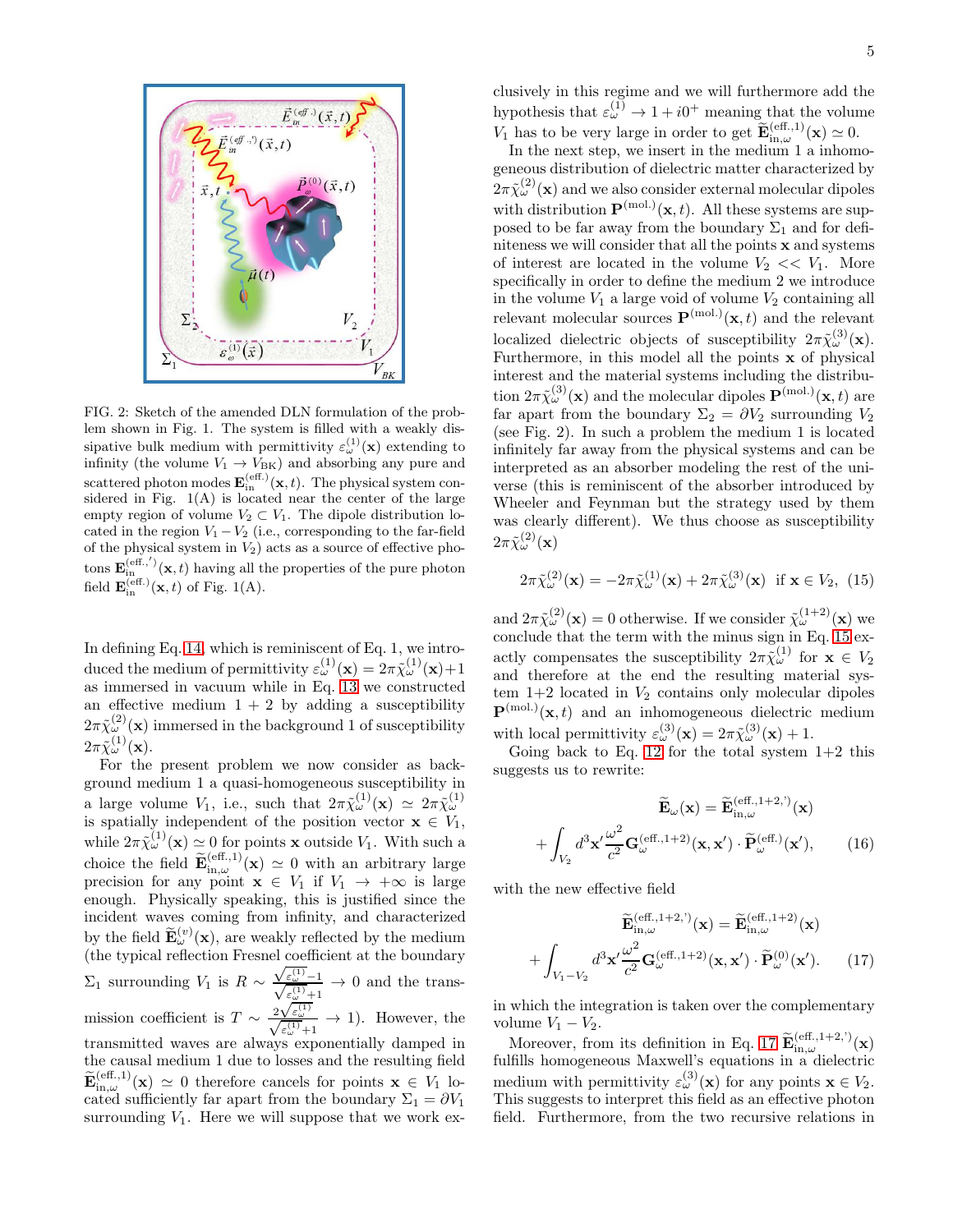FIG. 2: Sketch of the amended DLN formulation of the problem shown in Fig. 1. The system is filled with a weakly dissipative bulk medium with permittivity $\varepsilon_\omega^{(1)}(\mathbf{x})$ extending to infinity (the volume $V_1 \to V_{\mathrm{BK}}$) and absorbing any pure and scattered photon modes $\mathbf{E}_{\mathrm{in}}^{(\mathrm{eff.})}(\mathbf{x},t)$. The physical system considered in Fig. 1(A) is located near the center of the large empty region of volume $V_2 \subset V_1$. The dipole distribution located in the region $V_1 - V_2$ (i.e., corresponding to the far-field of the physical system in $V_2$) acts as a source of effective photons $\mathbf{E}_{\mathrm{in}}^{(\mathrm{eff.},')}(\mathbf{x},t)$ having all the properties of the pure photon field $\mathbf{E}_{\mathrm{in}}^{(\mathrm{eff.})}(\mathbf{x},t)$ of Fig. 1(A).

In defining Eq. 14, which is reminiscent of Eq. 1, we introduced the medium of permittivity $\varepsilon_\omega^{(1)}(\mathbf{x}) = 2\pi\tilde{\chi}_\omega^{(1)}(\mathbf{x})+1$ as immersed in vacuum while in Eq. 13 we constructed an effective medium $1+2$ by adding a susceptibility $2\pi\tilde{\chi}_\omega^{(2)}(\mathbf{x})$ immersed in the background 1 of susceptibility $2\pi\tilde{\chi}_\omega^{(1)}(\mathbf{x})$.

For the present problem we now consider as background medium 1 a quasi-homogeneous susceptibility in a large volume $V_1$, i.e., such that $2\pi\tilde{\chi}_\omega^{(1)}(\mathbf{x}) \simeq 2\pi\tilde{\chi}_\omega^{(1)}$ is spatially independent of the position vector $\mathbf{x} \in V_1$, while $2\pi\tilde{\chi}_\omega^{(1)}(\mathbf{x}) \simeq 0$ for points $\mathbf{x}$ outside $V_1$. With such a choice the field $\widetilde{\mathbf{E}}_{\mathrm{in},\omega}^{(\mathrm{eff.},1)}(\mathbf{x}) \simeq 0$ with an arbitrary large precision for any point $\mathbf{x} \in V_1$ if $V_1 \to +\infty$ is large enough. Physically speaking, this is justified since the incident waves coming from infinity, and characterized by the field $\widetilde{\mathbf{E}}_\omega^{(v)}(\mathbf{x})$, are weakly reflected by the medium (the typical reflection Fresnel coefficient at the boundary $\Sigma_1$ surrounding $V_1$ is $R \sim \frac{\sqrt{\varepsilon_\omega^{(1)}}-1}{\sqrt{\varepsilon_\omega^{(1)}}+1} \to 0$ and the transmission coefficient is $T \sim \frac{2\sqrt{\varepsilon_\omega^{(1)}}}{\sqrt{\varepsilon_\omega^{(1)}}+1} \to 1$). However, the transmitted waves are always exponentially damped in the causal medium 1 due to losses and the resulting field $\widetilde{\mathbf{E}}_{\mathrm{in},\omega}^{(\mathrm{eff.},1)}(\mathbf{x}) \simeq 0$ therefore cancels for points $\mathbf{x} \in V_1$ located sufficiently far apart from the boundary $\Sigma_1 = \partial V_1$ surrounding $V_1$. Here we will suppose that we work exclusively in this regime and we will furthermore add the hypothesis that $\varepsilon_\omega^{(1)} \to 1 + i0^+$ meaning that the volume $V_1$ has to be very large in order to get $\widetilde{\mathbf{E}}_{\mathrm{in},\omega}^{(\mathrm{eff.},1)}(\mathbf{x}) \simeq 0$.

In the next step, we insert in the medium 1 a inhomogeneous distribution of dielectric matter characterized by $2\pi\tilde{\chi}_\omega^{(2)}(\mathbf{x})$ and we also consider external molecular dipoles with distribution $\mathbf{P}^{(\mathrm{mol.})}(\mathbf{x},t)$. All these systems are supposed to be far away from the boundary $\Sigma_1$ and for definiteness we will consider that all the points $\mathbf{x}$ and systems of interest are located in the volume $V_2 << V_1$. More specifically in order to define the medium 2 we introduce in the volume $V_1$ a large void of volume $V_2$ containing all relevant molecular sources $\mathbf{P}^{(\mathrm{mol.})}(\mathbf{x},t)$ and the relevant localized dielectric objects of susceptibility $2\pi\tilde{\chi}_\omega^{(3)}(\mathbf{x})$. Furthermore, in this model all the points $\mathbf{x}$ of physical interest and the material systems including the distribution $2\pi\tilde{\chi}_\omega^{(3)}(\mathbf{x})$ and the molecular dipoles $\mathbf{P}^{(\mathrm{mol.})}(\mathbf{x},t)$ are far apart from the boundary $\Sigma_2 = \partial V_2$ surrounding $V_2$ (see Fig. 2). In such a problem the medium 1 is located infinitely far away from the physical systems and can be interpreted as an absorber modeling the rest of the universe (this is reminiscent of the absorber introduced by Wheeler and Feynman but the strategy used by them was clearly different). We thus choose as susceptibility $2\pi\tilde{\chi}_\omega^{(2)}(\mathbf{x})$

$$2\pi\tilde{\chi}_\omega^{(2)}(\mathbf{x}) = -2\pi\tilde{\chi}_\omega^{(1)}(\mathbf{x}) + 2\pi\tilde{\chi}_\omega^{(3)}(\mathbf{x}) \quad \text{if } \mathbf{x} \in V_2, \tag{15}$$

and $2\pi\tilde{\chi}_\omega^{(2)}(\mathbf{x}) = 0$ otherwise. If we consider $\tilde{\chi}_\omega^{(1+2)}(\mathbf{x})$ we conclude that the term with the minus sign in Eq. 15 exactly compensates the susceptibility $2\pi\tilde{\chi}_\omega^{(1)}$ for $\mathbf{x} \in V_2$ and therefore at the end the resulting material system 1+2 located in $V_2$ contains only molecular dipoles $\mathbf{P}^{(\mathrm{mol.})}(\mathbf{x},t)$ and an inhomogeneous dielectric medium with local permittivity $\varepsilon_\omega^{(3)}(\mathbf{x}) = 2\pi\tilde{\chi}_\omega^{(3)}(\mathbf{x}) + 1$.

Going back to Eq. 12 for the total system 1+2 this suggests us to rewrite:

$$\widetilde{\mathbf{E}}_\omega(\mathbf{x}) = \widetilde{\mathbf{E}}_{\mathrm{in},\omega}^{(\mathrm{eff.},1+2,')}(\mathbf{x}) + \int_{V_2} d^3\mathbf{x}' \frac{\omega^2}{c^2}\mathbf{G}_\omega^{(\mathrm{eff.},1+2)}(\mathbf{x},\mathbf{x}')\cdot\widetilde{\mathbf{P}}_\omega^{(\mathrm{eff.})}(\mathbf{x}'), \tag{16}$$

with the new effective field

$$\widetilde{\mathbf{E}}_{\mathrm{in},\omega}^{(\mathrm{eff.},1+2,')}(\mathbf{x}) = \widetilde{\mathbf{E}}_{\mathrm{in},\omega}^{(\mathrm{eff.},1+2)}(\mathbf{x}) + \int_{V_1-V_2} d^3\mathbf{x}' \frac{\omega^2}{c^2}\mathbf{G}_\omega^{(\mathrm{eff.},1+2)}(\mathbf{x},\mathbf{x}')\cdot\widetilde{\mathbf{P}}_\omega^{(0)}(\mathbf{x}'). \tag{17}$$

in which the integration is taken over the complementary volume $V_1 - V_2$.

Moreover, from its definition in Eq. 17 $\widetilde{\mathbf{E}}_{\mathrm{in},\omega}^{(\mathrm{eff.},1+2,')}(\mathbf{x})$ fulfills homogeneous Maxwell's equations in a dielectric medium with permittivity $\varepsilon_\omega^{(3)}(\mathbf{x})$ for any points $\mathbf{x} \in V_2$. This suggests to interpret this field as an effective photon field. Furthermore, from the two recursive relations in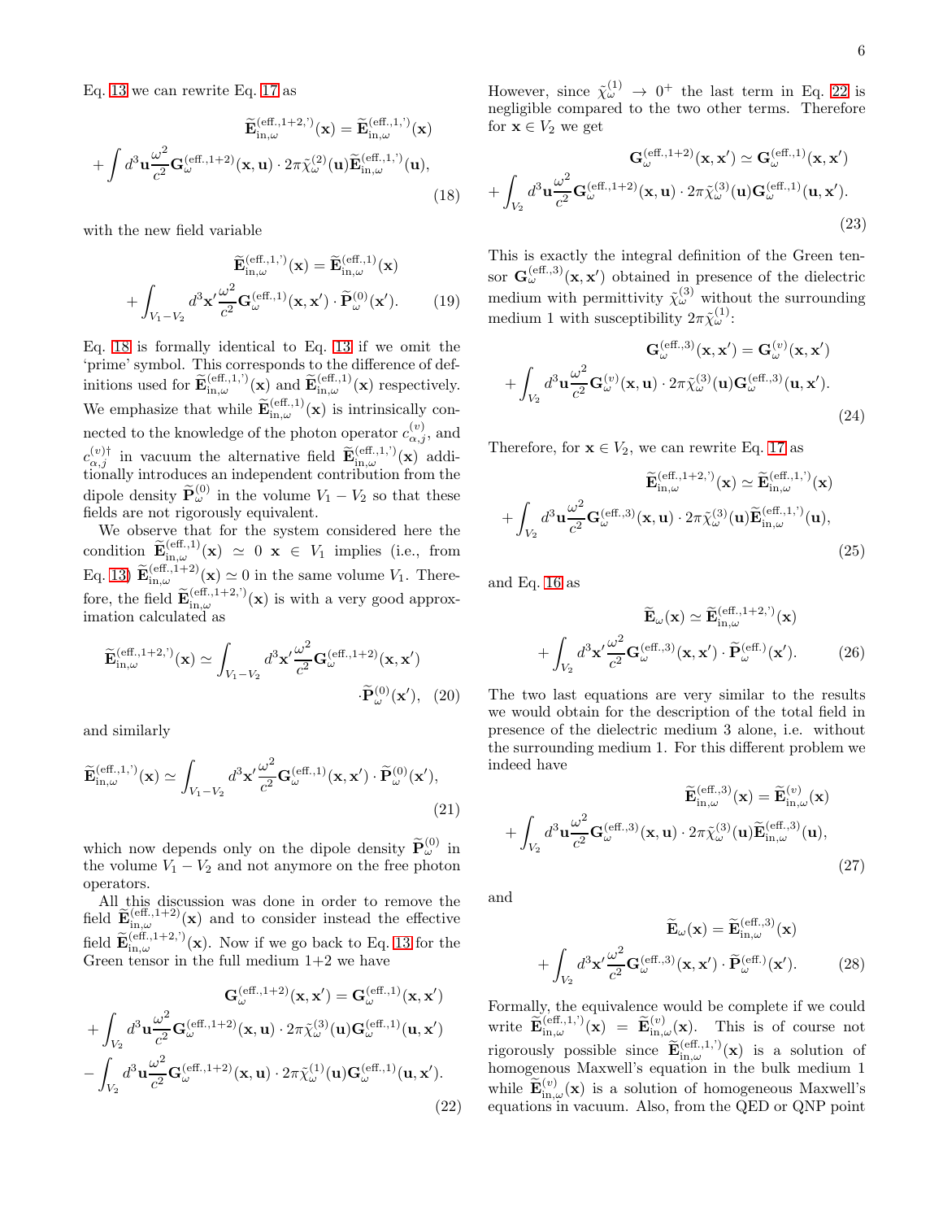Eq. 13 we can rewrite Eq. 17 as

$$\widetilde{\mathbf{E}}^{(\text{eff.},1+2,')}_{\text{in},\omega}(\mathbf{x}) = \widetilde{\mathbf{E}}^{(\text{eff.},1,')}_{\text{in},\omega}(\mathbf{x}) + \int d^3\mathbf{u}\frac{\omega^2}{c^2}\mathbf{G}^{(\text{eff.},1+2)}_{\omega}(\mathbf{x},\mathbf{u}) \cdot 2\pi\tilde{\chi}^{(2)}_{\omega}(\mathbf{u})\widetilde{\mathbf{E}}^{(\text{eff.},1,')}_{\text{in},\omega}(\mathbf{u}), \tag{18}$$

with the new field variable

$$\widetilde{\mathbf{E}}^{(\text{eff.},1,')}_{\text{in},\omega}(\mathbf{x}) = \widetilde{\mathbf{E}}^{(\text{eff.},1)}_{\text{in},\omega}(\mathbf{x}) + \int_{V_1-V_2} d^3\mathbf{x}'\frac{\omega^2}{c^2}\mathbf{G}^{(\text{eff.},1)}_{\omega}(\mathbf{x},\mathbf{x}') \cdot \widetilde{\mathbf{P}}^{(0)}_{\omega}(\mathbf{x}'). \tag{19}$$

Eq. 18 is formally identical to Eq. 13 if we omit the 'prime' symbol. This corresponds to the difference of definitions used for $\widetilde{\mathbf{E}}^{(\text{eff.},1,')}_{\text{in},\omega}(\mathbf{x})$ and $\widetilde{\mathbf{E}}^{(\text{eff.},1)}_{\text{in},\omega}(\mathbf{x})$ respectively. We emphasize that while $\widetilde{\mathbf{E}}^{(\text{eff.},1)}_{\text{in},\omega}(\mathbf{x})$ is intrinsically connected to the knowledge of the photon operator $c^{(v)}_{\alpha,j}$, and $c^{(v)\dagger}_{\alpha,j}$ in vacuum the alternative field $\widetilde{\mathbf{E}}^{(\text{eff.},1,')}_{\text{in},\omega}(\mathbf{x})$ additionally introduces an independent contribution from the dipole density $\widetilde{\mathbf{P}}^{(0)}_{\omega}$ in the volume $V_1 - V_2$ so that these fields are not rigorously equivalent.

We observe that for the system considered here the condition $\widetilde{\mathbf{E}}^{(\text{eff.},1)}_{\text{in},\omega}(\mathbf{x}) \simeq 0$ $\mathbf{x} \in V_1$ implies (i.e., from Eq. 13) $\widetilde{\mathbf{E}}^{(\text{eff.},1+2)}_{\text{in},\omega}(\mathbf{x}) \simeq 0$ in the same volume $V_1$. Therefore, the field $\widetilde{\mathbf{E}}^{(\text{eff.},1+2,')}_{\text{in},\omega}(\mathbf{x})$ is with a very good approximation calculated as

$$\widetilde{\mathbf{E}}^{(\text{eff.},1+2,')}_{\text{in},\omega}(\mathbf{x}) \simeq \int_{V_1-V_2} d^3\mathbf{x}'\frac{\omega^2}{c^2}\mathbf{G}^{(\text{eff.},1+2)}_{\omega}(\mathbf{x},\mathbf{x}') \cdot \widetilde{\mathbf{P}}^{(0)}_{\omega}(\mathbf{x}'), \tag{20}$$

and similarly

$$\widetilde{\mathbf{E}}^{(\text{eff.},1,')}_{\text{in},\omega}(\mathbf{x}) \simeq \int_{V_1-V_2} d^3\mathbf{x}'\frac{\omega^2}{c^2}\mathbf{G}^{(\text{eff.},1)}_{\omega}(\mathbf{x},\mathbf{x}') \cdot \widetilde{\mathbf{P}}^{(0)}_{\omega}(\mathbf{x}'), \tag{21}$$

which now depends only on the dipole density $\widetilde{\mathbf{P}}^{(0)}_{\omega}$ in the volume $V_1 - V_2$ and not anymore on the free photon operators.

All this discussion was done in order to remove the field $\widetilde{\mathbf{E}}^{(\text{eff.},1+2)}_{\text{in},\omega}(\mathbf{x})$ and to consider instead the effective field $\widetilde{\mathbf{E}}^{(\text{eff.},1+2,')}_{\text{in},\omega}(\mathbf{x})$. Now if we go back to Eq. 13 for the Green tensor in the full medium 1+2 we have

$$\begin{aligned}\mathbf{G}^{(\text{eff.},1+2)}_{\omega}(\mathbf{x},\mathbf{x}') &= \mathbf{G}^{(\text{eff.},1)}_{\omega}(\mathbf{x},\mathbf{x}') \\ &+ \int_{V_2} d^3\mathbf{u}\frac{\omega^2}{c^2}\mathbf{G}^{(\text{eff.},1+2)}_{\omega}(\mathbf{x},\mathbf{u}) \cdot 2\pi\tilde{\chi}^{(3)}_{\omega}(\mathbf{u})\mathbf{G}^{(\text{eff.},1)}_{\omega}(\mathbf{u},\mathbf{x}') \\ &- \int_{V_2} d^3\mathbf{u}\frac{\omega^2}{c^2}\mathbf{G}^{(\text{eff.},1+2)}_{\omega}(\mathbf{x},\mathbf{u}) \cdot 2\pi\tilde{\chi}^{(1)}_{\omega}(\mathbf{u})\mathbf{G}^{(\text{eff.},1)}_{\omega}(\mathbf{u},\mathbf{x}').\end{aligned} \tag{22}$$

However, since $\tilde{\chi}^{(1)}_{\omega} \to 0^+$ the last term in Eq. 22 is negligible compared to the two other terms. Therefore for $\mathbf{x} \in V_2$ we get

$$\mathbf{G}^{(\text{eff.},1+2)}_{\omega}(\mathbf{x},\mathbf{x}') \simeq \mathbf{G}^{(\text{eff.},1)}_{\omega}(\mathbf{x},\mathbf{x}') + \int_{V_2} d^3\mathbf{u}\frac{\omega^2}{c^2}\mathbf{G}^{(\text{eff.},1+2)}_{\omega}(\mathbf{x},\mathbf{u}) \cdot 2\pi\tilde{\chi}^{(3)}_{\omega}(\mathbf{u})\mathbf{G}^{(\text{eff.},1)}_{\omega}(\mathbf{u},\mathbf{x}'). \tag{23}$$

This is exactly the integral definition of the Green tensor $\mathbf{G}^{(\text{eff.},3)}_{\omega}(\mathbf{x},\mathbf{x}')$ obtained in presence of the dielectric medium with permittivity $\tilde{\chi}^{(3)}_{\omega}$ without the surrounding medium 1 with susceptibility $2\pi\tilde{\chi}^{(1)}_{\omega}$:

$$\mathbf{G}^{(\text{eff.},3)}_{\omega}(\mathbf{x},\mathbf{x}') = \mathbf{G}^{(v)}_{\omega}(\mathbf{x},\mathbf{x}') + \int_{V_2} d^3\mathbf{u}\frac{\omega^2}{c^2}\mathbf{G}^{(v)}_{\omega}(\mathbf{x},\mathbf{u}) \cdot 2\pi\tilde{\chi}^{(3)}_{\omega}(\mathbf{u})\mathbf{G}^{(\text{eff.},3)}_{\omega}(\mathbf{u},\mathbf{x}'). \tag{24}$$

Therefore, for $\mathbf{x} \in V_2$, we can rewrite Eq. 17 as

$$\widetilde{\mathbf{E}}^{(\text{eff.},1+2,')}_{\text{in},\omega}(\mathbf{x}) \simeq \widetilde{\mathbf{E}}^{(\text{eff.},1,')}_{\text{in},\omega}(\mathbf{x}) + \int_{V_2} d^3\mathbf{u}\frac{\omega^2}{c^2}\mathbf{G}^{(\text{eff.},3)}_{\omega}(\mathbf{x},\mathbf{u}) \cdot 2\pi\tilde{\chi}^{(3)}_{\omega}(\mathbf{u})\widetilde{\mathbf{E}}^{(\text{eff.},1,')}_{\text{in},\omega}(\mathbf{u}), \tag{25}$$

and Eq. 16 as

$$\widetilde{\mathbf{E}}_{\omega}(\mathbf{x}) \simeq \widetilde{\mathbf{E}}^{(\text{eff.},1+2,')}_{\text{in},\omega}(\mathbf{x}) + \int_{V_2} d^3\mathbf{x}'\frac{\omega^2}{c^2}\mathbf{G}^{(\text{eff.},3)}_{\omega}(\mathbf{x},\mathbf{x}') \cdot \widetilde{\mathbf{P}}^{(\text{eff.})}_{\omega}(\mathbf{x}'). \tag{26}$$

The two last equations are very similar to the results we would obtain for the description of the total field in presence of the dielectric medium 3 alone, i.e. without the surrounding medium 1. For this different problem we indeed have

$$\widetilde{\mathbf{E}}^{(\text{eff.},3)}_{\text{in},\omega}(\mathbf{x}) = \widetilde{\mathbf{E}}^{(v)}_{\text{in},\omega}(\mathbf{x}) + \int_{V_2} d^3\mathbf{u}\frac{\omega^2}{c^2}\mathbf{G}^{(\text{eff.},3)}_{\omega}(\mathbf{x},\mathbf{u}) \cdot 2\pi\tilde{\chi}^{(3)}_{\omega}(\mathbf{u})\widetilde{\mathbf{E}}^{(\text{eff.},3)}_{\text{in},\omega}(\mathbf{u}), \tag{27}$$

and

$$\widetilde{\mathbf{E}}_{\omega}(\mathbf{x}) = \widetilde{\mathbf{E}}^{(\text{eff.},3)}_{\text{in},\omega}(\mathbf{x}) + \int_{V_2} d^3\mathbf{x}'\frac{\omega^2}{c^2}\mathbf{G}^{(\text{eff.},3)}_{\omega}(\mathbf{x},\mathbf{x}') \cdot \widetilde{\mathbf{P}}^{(\text{eff.})}_{\omega}(\mathbf{x}'). \tag{28}$$

Formally, the equivalence would be complete if we could write $\widetilde{\mathbf{E}}^{(\text{eff.},1,')}_{\text{in},\omega}(\mathbf{x}) = \widetilde{\mathbf{E}}^{(v)}_{\text{in},\omega}(\mathbf{x})$. This is of course not rigorously possible since $\widetilde{\mathbf{E}}^{(\text{eff.},1,')}_{\text{in},\omega}(\mathbf{x})$ is a solution of homogenous Maxwell's equation in the bulk medium 1 while $\widetilde{\mathbf{E}}^{(v)}_{\text{in},\omega}(\mathbf{x})$ is a solution of homogeneous Maxwell's equations in vacuum. Also, from the QED or QNP point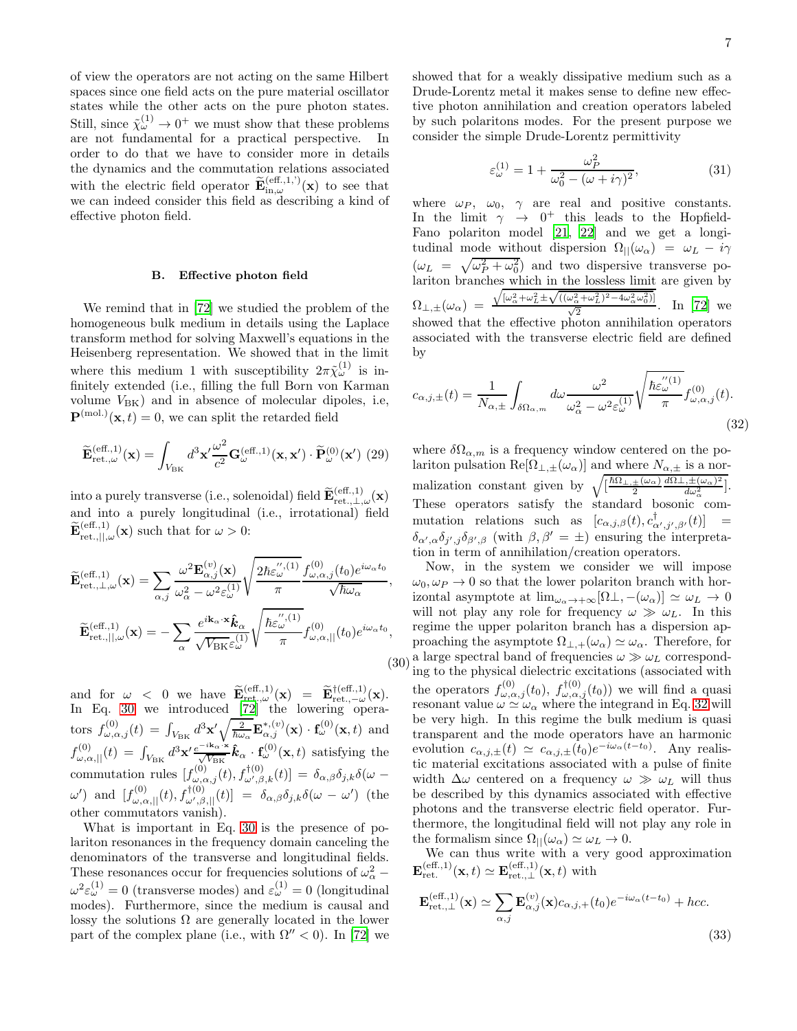of view the operators are not acting on the same Hilbert spaces since one field acts on the pure material oscillator states while the other acts on the pure photon states. Still, since $\tilde{\chi}^{(1)}_\omega \to 0^+$ we must show that these problems are not fundamental for a practical perspective. In order to do that we have to consider more in details the dynamics and the commutation relations associated with the electric field operator $\widetilde{\mathbf{E}}^{(\text{eff.},1,')}_{\text{in.},\omega}(\mathbf{x})$ to see that we can indeed consider this field as describing a kind of effective photon field.

### B. Effective photon field

We remind that in [72] we studied the problem of the homogeneous bulk medium in details using the Laplace transform method for solving Maxwell's equations in the Heisenberg representation. We showed that in the limit where this medium 1 with susceptibility $2\pi\tilde{\chi}^{(1)}_\omega$ is infinitely extended (i.e., filling the full Born von Karman volume $V_{\text{BK}}$) and in absence of molecular dipoles, i.e, $\mathbf{P}^{(\text{mol.})}(\mathbf{x},t) = 0$, we can split the retarded field

$$\widetilde{\mathbf{E}}^{(\text{eff.},1)}_{\text{ret.},\omega}(\mathbf{x}) = \int_{V_{\text{BK}}} d^3\mathbf{x}' \frac{\omega^2}{c^2} \mathbf{G}^{(\text{eff.},1)}_\omega(\mathbf{x},\mathbf{x}') \cdot \widetilde{\mathbf{P}}^{(0)}_\omega(\mathbf{x}') \quad (29)$$

into a purely transverse (i.e., solenoidal) field $\widetilde{\mathbf{E}}^{(\text{eff.},1)}_{\text{ret.},\perp,\omega}(\mathbf{x})$ and into a purely longitudinal (i.e., irrotational) field $\widetilde{\mathbf{E}}^{(\text{eff.},1)}_{\text{ret.},||,\omega}(\mathbf{x})$ such that for $\omega > 0$:

$$\begin{aligned}
\widetilde{\mathbf{E}}^{(\text{eff.},1)}_{\text{ret.},\perp,\omega}(\mathbf{x}) &= \sum_{\alpha,j} \frac{\omega^2 \mathbf{E}^{(v)}_{\alpha,j}(\mathbf{x})}{\omega_\alpha^2 - \omega^2 \varepsilon^{(1)}_\omega} \sqrt{\frac{2\hbar\varepsilon''^{,(1)}_\omega}{\pi}} \frac{f^{(0)}_{\omega,\alpha,j}(t_0) e^{i\omega_\alpha t_0}}{\sqrt{\hbar\omega_\alpha}}, \\
\widetilde{\mathbf{E}}^{(\text{eff.},1)}_{\text{ret.},||,\omega}(\mathbf{x}) &= -\sum_\alpha \frac{e^{i\mathbf{k}_\alpha\cdot\mathbf{x}} \hat{\boldsymbol{k}}_\alpha}{\sqrt{V_{\text{BK}}}\varepsilon^{(1)}_\omega} \sqrt{\frac{\hbar\varepsilon''^{,(1)}_\omega}{\pi}} f^{(0)}_{\omega,\alpha,||}(t_0) e^{i\omega_\alpha t_0},
\end{aligned} \quad (30)$$

and for $\omega < 0$ we have $\widetilde{\mathbf{E}}^{(\text{eff.},1)}_{\text{ret.},\omega}(\mathbf{x}) = \widetilde{\mathbf{E}}^{\dagger(\text{eff.},1)}_{\text{ret.},-\omega}(\mathbf{x})$. In Eq. 30 we introduced [72] the lowering operators $f^{(0)}_{\omega,\alpha,j}(t) = \int_{V_{\text{BK}}} d^3\mathbf{x}' \sqrt{\frac{2}{\hbar\omega_\alpha}} \mathbf{E}^{*,(v)}_{\alpha,j}(\mathbf{x}) \cdot \mathbf{f}^{(0)}_\omega(\mathbf{x},t)$ and $f^{(0)}_{\omega,\alpha,||}(t) = \int_{V_{\text{BK}}} d^3\mathbf{x}' \frac{e^{-i\mathbf{k}_\alpha\cdot\mathbf{x}}}{\sqrt{V_{\text{BK}}}} \hat{\boldsymbol{k}}_\alpha \cdot \mathbf{f}^{(0)}_\omega(\mathbf{x},t)$ satisfying the commutation rules $[f^{(0)}_{\omega,\alpha,j}(t), f^{\dagger(0)}_{\omega',\beta,k}(t)] = \delta_{\alpha,\beta}\delta_{j,k}\delta(\omega - \omega')$ and $[f^{(0)}_{\omega,\alpha,||}(t), f^{\dagger(0)}_{\omega',\beta,||}(t)] = \delta_{\alpha,\beta}\delta_{j,k}\delta(\omega - \omega')$ (the other commutators vanish).

What is important in Eq. 30 is the presence of polariton resonances in the frequency domain canceling the denominators of the transverse and longitudinal fields. These resonances occur for frequencies solutions of $\omega_\alpha^2 - \omega^2\varepsilon^{(1)}_\omega = 0$ (transverse modes) and $\varepsilon^{(1)}_\omega = 0$ (longitudinal modes). Furthermore, since the medium is causal and lossy the solutions $\Omega$ are generally located in the lower part of the complex plane (i.e., with $\Omega'' < 0$). In [72] we showed that for a weakly dissipative medium such as a Drude-Lorentz metal it makes sense to define new effective photon annihilation and creation operators labeled by such polaritons modes. For the present purpose we consider the simple Drude-Lorentz permittivity

$$\varepsilon^{(1)}_\omega = 1 + \frac{\omega_P^2}{\omega_0^2 - (\omega + i\gamma)^2}, \quad (31)$$

where $\omega_P$, $\omega_0$, $\gamma$ are real and positive constants. In the limit $\gamma \to 0^+$ this leads to the Hopfield-Fano polariton model [21, 22] and we get a longitudinal mode without dispersion $\Omega_{||}(\omega_\alpha) = \omega_L - i\gamma$ ($\omega_L = \sqrt{\omega_P^2 + \omega_0^2}$) and two dispersive transverse polariton branches which in the lossless limit are given by $\Omega_{\perp,\pm}(\omega_\alpha) = \frac{\sqrt{[\omega_\alpha^2 + \omega_L^2 \pm \sqrt{((\omega_\alpha^2 + \omega_L^2)^2 - 4\omega_\alpha^2\omega_0^2)}]}}{\sqrt{2}}$. In [72] we showed that the effective photon annihilation operators associated with the transverse electric field are defined by

$$c_{\alpha,j,\pm}(t) = \frac{1}{N_{\alpha,\pm}} \int_{\delta\Omega_{\alpha,m}} d\omega \frac{\omega^2}{\omega_\alpha^2 - \omega^2\varepsilon^{(1)}_\omega} \sqrt{\frac{\hbar\varepsilon''^{(1)}_\omega}{\pi}} f^{(0)}_{\omega,\alpha,j}(t). \quad (32)$$

where $\delta\Omega_{\alpha,m}$ is a frequency window centered on the polariton pulsation $\text{Re}[\Omega_{\perp,\pm}(\omega_\alpha)]$ and where $N_{\alpha,\pm}$ is a normalization constant given by $\sqrt{[\frac{\hbar\Omega_{\perp,\pm}(\omega_\alpha)}{2}\frac{d\Omega_{\perp,\pm}(\omega_\alpha)^2}{d\omega_\alpha^2}]}$. These operators satisfy the standard bosonic commutation relations such as $[c_{\alpha,j,\beta}(t), c^\dagger_{\alpha',j',\beta'}(t)] = \delta_{\alpha',\alpha}\delta_{j',j}\delta_{\beta',\beta}$ (with $\beta,\beta' = \pm$) ensuring the interpretation in term of annihilation/creation operators.

Now, in the system we consider we will impose $\omega_0, \omega_P \to 0$ so that the lower polariton branch with horizontal asymptote at $\lim_{\omega_\alpha \to +\infty}[\Omega\perp, -(\omega_\alpha)] \simeq \omega_L \to 0$ will not play any role for frequency $\omega \gg \omega_L$. In this regime the upper polariton branch has a dispersion approaching the asymptote $\Omega_{\perp,+}(\omega_\alpha) \simeq \omega_\alpha$. Therefore, for a large spectral band of frequencies $\omega \gg \omega_L$ corresponding to the physical dielectric excitations (associated with the operators $f^{(0)}_{\omega,\alpha,j}(t_0)$, $f^{\dagger(0)}_{\omega,\alpha,j}(t_0)$) we will find a quasi resonant value $\omega \simeq \omega_\alpha$ where the integrand in Eq. 32 will be very high. In this regime the bulk medium is quasi transparent and the mode operators have an harmonic evolution $c_{\alpha,j,\pm}(t) \simeq c_{\alpha,j,\pm}(t_0)e^{-i\omega_\alpha(t-t_0)}$. Any realistic material excitations associated with a pulse of finite width $\Delta\omega$ centered on a frequency $\omega \gg \omega_L$ will thus be described by this dynamics associated with effective photons and the transverse electric field operator. Furthermore, the longitudinal field will not play any role in the formalism since $\Omega_{||}(\omega_\alpha) \simeq \omega_L \to 0$.

We can thus write with a very good approximation $\mathbf{E}^{(\text{eff.},1)}_{\text{ret.}}(\mathbf{x},t) \simeq \mathbf{E}^{(\text{eff.},1)}_{\text{ret.},\perp}(\mathbf{x},t)$ with

$$\mathbf{E}^{(\text{eff.},1)}_{\text{ret.},\perp}(\mathbf{x}) \simeq \sum_{\alpha,j} \mathbf{E}^{(v)}_{\alpha,j}(\mathbf{x}) c_{\alpha,j,+}(t_0) e^{-i\omega_\alpha(t-t_0)} + hcc. \quad (33)$$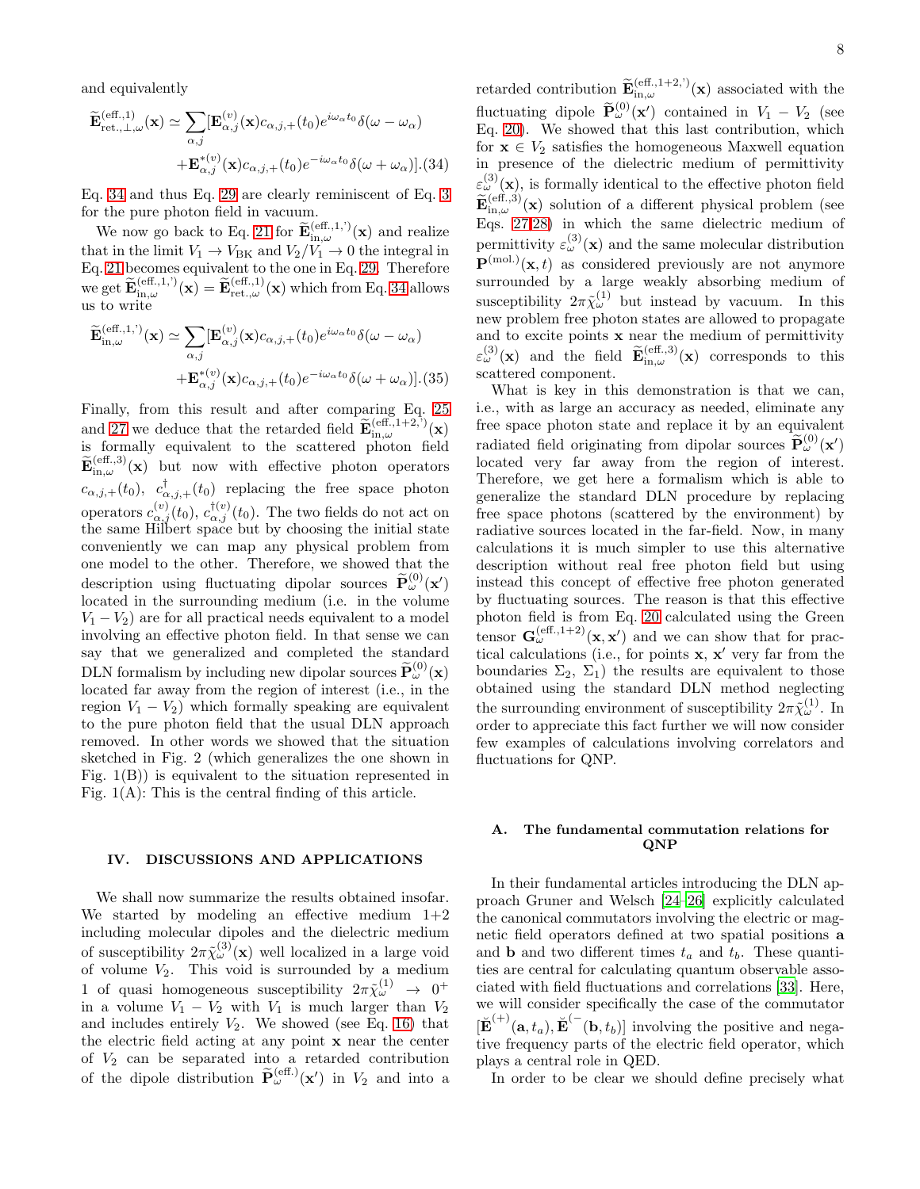and equivalently

$$\widetilde{\mathbf{E}}^{(\text{eff.},1)}_{\text{ret.},\perp,\omega}(\mathbf{x}) \simeq \sum_{\alpha,j}[\mathbf{E}^{(v)}_{\alpha,j}(\mathbf{x})c_{\alpha,j,+}(t_0)e^{i\omega_\alpha t_0}\delta(\omega-\omega_\alpha) + \mathbf{E}^{*(v)}_{\alpha,j}(\mathbf{x})c_{\alpha,j,+}(t_0)e^{-i\omega_\alpha t_0}\delta(\omega+\omega_\alpha)]. \quad (34)$$

Eq. 34 and thus Eq. 29 are clearly reminiscent of Eq. 3 for the pure photon field in vacuum.

We now go back to Eq. 21 for $\widetilde{\mathbf{E}}^{(\text{eff.},1,')}_{\text{in},\omega}(\mathbf{x})$ and realize that in the limit $V_1 \to V_{\text{BK}}$ and $V_2/V_1 \to 0$ the integral in Eq. 21 becomes equivalent to the one in Eq. 29. Therefore we get $\widetilde{\mathbf{E}}^{(\text{eff.},1,')}_{\text{in},\omega}(\mathbf{x}) = \widetilde{\mathbf{E}}^{(\text{eff.},1)}_{\text{ret.},\omega}(\mathbf{x})$ which from Eq. 34 allows us to write

$$\widetilde{\mathbf{E}}^{(\text{eff.},1,')}_{\text{in},\omega}(\mathbf{x}) \simeq \sum_{\alpha,j}[\mathbf{E}^{(v)}_{\alpha,j}(\mathbf{x})c_{\alpha,j,+}(t_0)e^{i\omega_\alpha t_0}\delta(\omega-\omega_\alpha) + \mathbf{E}^{*(v)}_{\alpha,j}(\mathbf{x})c_{\alpha,j,+}(t_0)e^{-i\omega_\alpha t_0}\delta(\omega+\omega_\alpha)]. \quad (35)$$

Finally, from this result and after comparing Eq. 25 and 27 we deduce that the retarded field $\widetilde{\mathbf{E}}^{(\text{eff.},1+2,')}_{\text{in},\omega}(\mathbf{x})$ is formally equivalent to the scattered photon field $\widetilde{\mathbf{E}}^{(\text{eff.},3)}_{\text{in},\omega}(\mathbf{x})$ but now with effective photon operators $c_{\alpha,j,+}(t_0)$, $c^{\dagger}_{\alpha,j,+}(t_0)$ replacing the free space photon operators $c^{(v)}_{\alpha,j}(t_0)$, $c^{\dagger(v)}_{\alpha,j}(t_0)$. The two fields do not act on the same Hilbert space but by choosing the initial state conveniently we can map any physical problem from one model to the other. Therefore, we showed that the description using fluctuating dipolar sources $\widetilde{\mathbf{P}}^{(0)}_\omega(\mathbf{x}')$ located in the surrounding medium (i.e. in the volume $V_1 - V_2$) are for all practical needs equivalent to a model involving an effective photon field. In that sense we can say that we generalized and completed the standard DLN formalism by including new dipolar sources $\widetilde{\mathbf{P}}^{(0)}_\omega(\mathbf{x})$ located far away from the region of interest (i.e., in the region $V_1 - V_2$) which formally speaking are equivalent to the pure photon field that the usual DLN approach removed. In other words we showed that the situation sketched in Fig. 2 (which generalizes the one shown in Fig. 1(B)) is equivalent to the situation represented in Fig. 1(A): This is the central finding of this article.

## IV. DISCUSSIONS AND APPLICATIONS

We shall now summarize the results obtained insofar. We started by modeling an effective medium 1+2 including molecular dipoles and the dielectric medium of susceptibility $2\pi\tilde{\chi}^{(3)}_\omega(\mathbf{x})$ well localized in a large void of volume $V_2$. This void is surrounded by a medium 1 of quasi homogeneous susceptibility $2\pi\tilde{\chi}^{(1)}_\omega \to 0^+$ in a volume $V_1 - V_2$ with $V_1$ is much larger than $V_2$ and includes entirely $V_2$. We showed (see Eq. 16) that the electric field acting at any point $\mathbf{x}$ near the center of $V_2$ can be separated into a retarded contribution of the dipole distribution $\widetilde{\mathbf{P}}^{(\text{eff.})}_\omega(\mathbf{x}')$ in $V_2$ and into a retarded contribution $\widetilde{\mathbf{E}}^{(\text{eff.},1+2,')}_{\text{in},\omega}(\mathbf{x})$ associated with the fluctuating dipole $\widetilde{\mathbf{P}}^{(0)}_\omega(\mathbf{x}')$ contained in $V_1 - V_2$ (see Eq. 20). We showed that this last contribution, which for $\mathbf{x} \in V_2$ satisfies the homogeneous Maxwell equation in presence of the dielectric medium of permittivity $\varepsilon^{(3)}_\omega(\mathbf{x})$, is formally identical to the effective photon field $\widetilde{\mathbf{E}}^{(\text{eff.},3)}_{\text{in},\omega}(\mathbf{x})$ solution of a different physical problem (see Eqs. 27,28) in which the same dielectric medium of permittivity $\varepsilon^{(3)}_\omega(\mathbf{x})$ and the same molecular distribution $\mathbf{P}^{(\text{mol.})}(\mathbf{x},t)$ as considered previously are not anymore surrounded by a large weakly absorbing medium of susceptibility $2\pi\tilde{\chi}^{(1)}_\omega$ but instead by vacuum. In this new problem free photon states are allowed to propagate and to excite points $\mathbf{x}$ near the medium of permittivity $\varepsilon^{(3)}_\omega(\mathbf{x})$ and the field $\widetilde{\mathbf{E}}^{(\text{eff.},3)}_{\text{in},\omega}(\mathbf{x})$ corresponds to this scattered component.

What is key in this demonstration is that we can, i.e., with as large an accuracy as needed, eliminate any free space photon state and replace it by an equivalent radiated field originating from dipolar sources $\widetilde{\mathbf{P}}^{(0)}_\omega(\mathbf{x}')$ located very far away from the region of interest. Therefore, we get here a formalism which is able to generalize the standard DLN procedure by replacing free space photons (scattered by the environment) by radiative sources located in the far-field. Now, in many calculations it is much simpler to use this alternative description without real free photon field but using instead this concept of effective free photon generated by fluctuating sources. The reason is that this effective photon field is from Eq. 20 calculated using the Green tensor $\mathbf{G}^{(\text{eff.},1+2)}_\omega(\mathbf{x},\mathbf{x}')$ and we can show that for practical calculations (i.e., for points $\mathbf{x}$, $\mathbf{x}'$ very far from the boundaries $\Sigma_2$, $\Sigma_1$) the results are equivalent to those obtained using the standard DLN method neglecting the surrounding environment of susceptibility $2\pi\tilde{\chi}^{(1)}_\omega$. In order to appreciate this fact further we will now consider few examples of calculations involving correlators and fluctuations for QNP.

### A. The fundamental commutation relations for QNP

In their fundamental articles introducing the DLN approach Gruner and Welsch [24–26] explicitly calculated the canonical commutators involving the electric or magnetic field operators defined at two spatial positions $\mathbf{a}$ and $\mathbf{b}$ and two different times $t_a$ and $t_b$. These quantities are central for calculating quantum observable associated with field fluctuations and correlations [33]. Here, we will consider specifically the case of the commutator $[\breve{\mathbf{E}}^{(+)}(\mathbf{a},t_a), \breve{\mathbf{E}}^{(-}(\mathbf{b},t_b)]$ involving the positive and negative frequency parts of the electric field operator, which plays a central role in QED.

In order to be clear we should define precisely what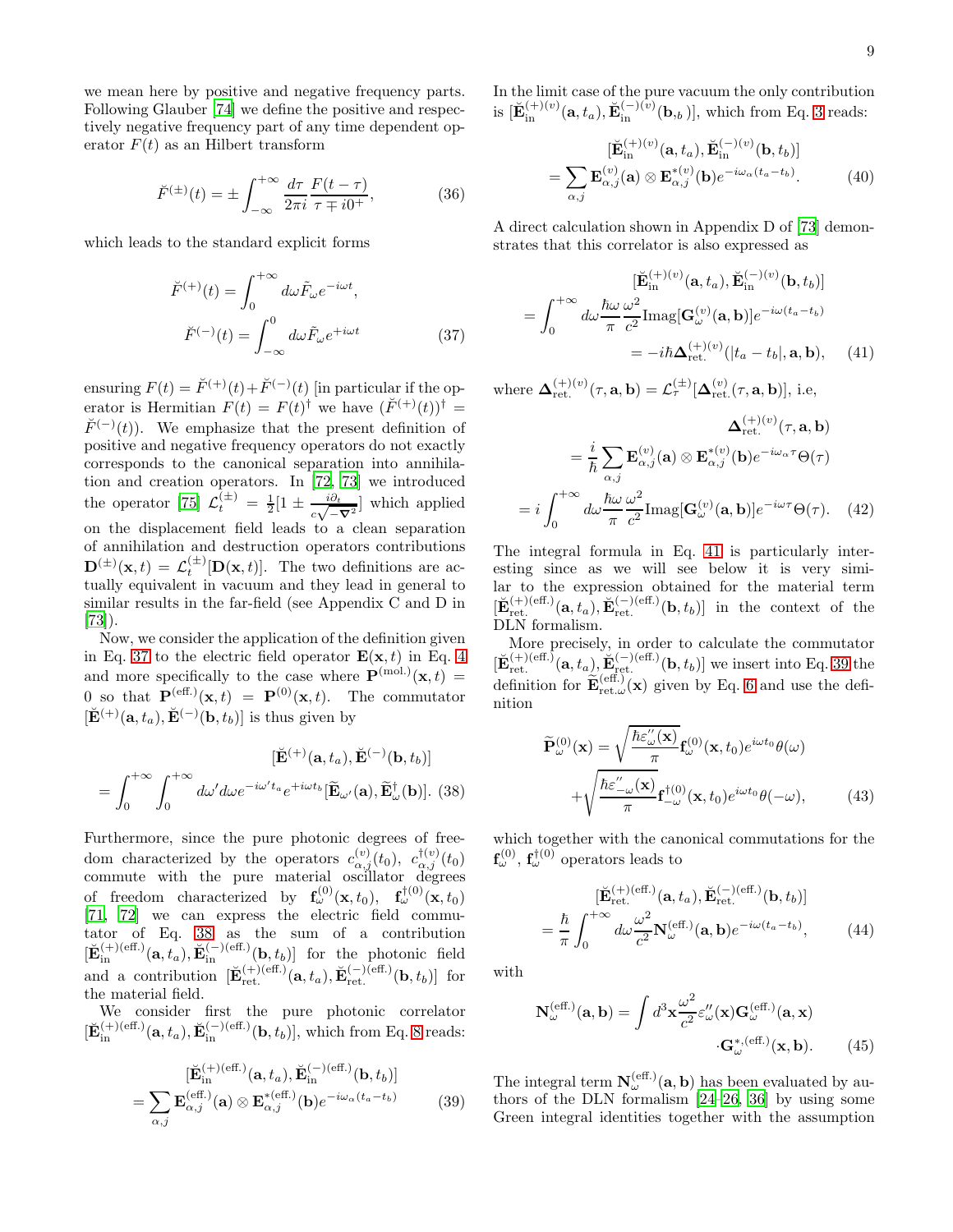we mean here by positive and negative frequency parts. Following Glauber [74] we define the positive and respectively negative frequency part of any time dependent operator $F(t)$ as an Hilbert transform

$$\breve{F}^{(\pm)}(t) = \pm \int_{-\infty}^{+\infty} \frac{d\tau}{2\pi i} \frac{F(t-\tau)}{\tau \mp i0^+}, \tag{36}$$

which leads to the standard explicit forms

$$\breve{F}^{(+)}(t) = \int_0^{+\infty} d\omega \tilde{F}_\omega e^{-i\omega t},$$
$$\breve{F}^{(-)}(t) = \int_{-\infty}^{0} d\omega \tilde{F}_\omega e^{+i\omega t} \tag{37}$$

ensuring $F(t) = \breve{F}^{(+)}(t) + \breve{F}^{(-)}(t)$ [in particular if the operator is Hermitian $F(t) = F(t)^\dagger$ we have $(\breve{F}^{(+)}(t))^\dagger = \breve{F}^{(-)}(t)$]. We emphasize that the present definition of positive and negative frequency operators do not exactly corresponds to the canonical separation into annihilation and creation operators. In [72, 73] we introduced the operator [75] $\mathcal{L}_t^{(\pm)} = \frac{1}{2}[1 \pm \frac{i\partial_t}{c\sqrt{-\boldsymbol{\nabla}^2}}]$ which applied on the displacement field leads to a clean separation of annihilation and destruction operators contributions $\mathbf{D}^{(\pm)}(\mathbf{x},t) = \mathcal{L}_t^{(\pm)}[\mathbf{D}(\mathbf{x},t)]$. The two definitions are actually equivalent in vacuum and they lead in general to similar results in the far-field (see Appendix C and D in [73]).

Now, we consider the application of the definition given in Eq. 37 to the electric field operator $\mathbf{E}(\mathbf{x},t)$ in Eq. 4 and more specifically to the case where $\mathbf{P}^{(\text{mol.})}(\mathbf{x},t) = 0$ so that $\mathbf{P}^{(\text{eff.})}(\mathbf{x},t) = \mathbf{P}^{(0)}(\mathbf{x},t)$. The commutator $[\breve{\mathbf{E}}^{(+)}(\mathbf{a},t_a), \breve{\mathbf{E}}^{(-)}(\mathbf{b},t_b)]$ is thus given by

$$[\breve{\mathbf{E}}^{(+)}(\mathbf{a},t_a), \breve{\mathbf{E}}^{(-)}(\mathbf{b},t_b)]$$
$$= \int_0^{+\infty}\int_0^{+\infty} d\omega' d\omega e^{-i\omega' t_a} e^{+i\omega t_b} [\widetilde{\mathbf{E}}_{\omega'}(\mathbf{a}), \widetilde{\mathbf{E}}^\dagger_\omega(\mathbf{b})]. \tag{38}$$

Furthermore, since the pure photonic degrees of freedom characterized by the operators $c^{(v)}_{\alpha,j}(t_0)$, $c^{\dagger(v)}_{\alpha,j}(t_0)$ commute with the pure material oscillator degrees of freedom characterized by $\mathbf{f}^{(0)}_\omega(\mathbf{x},t_0)$, $\mathbf{f}^{\dagger(0)}_\omega(\mathbf{x},t_0)$ [71, 72] we can express the electric field commutator of Eq. 38 as the sum of a contribution $[\breve{\mathbf{E}}^{(+)(\text{eff.})}_{\text{in}}(\mathbf{a},t_a), \breve{\mathbf{E}}^{(-)(\text{eff.})}_{\text{in}}(\mathbf{b},t_b)]$ for the photonic field and a contribution $[\breve{\mathbf{E}}^{(+)(\text{eff.})}_{\text{ret.}}(\mathbf{a},t_a), \breve{\mathbf{E}}^{(-)(\text{eff.})}_{\text{ret.}}(\mathbf{b},t_b)]$ for the material field.

We consider first the pure photonic correlator $[\breve{\mathbf{E}}^{(+)(\text{eff.})}_{\text{in}}(\mathbf{a},t_a), \breve{\mathbf{E}}^{(-)(\text{eff.})}_{\text{in}}(\mathbf{b},t_b)]$, which from Eq. 8 reads:

$$[\breve{\mathbf{E}}^{(+)(\text{eff.})}_{\text{in}}(\mathbf{a},t_a), \breve{\mathbf{E}}^{(-)(\text{eff.})}_{\text{in}}(\mathbf{b},t_b)]$$
$$= \sum_{\alpha,j} \mathbf{E}^{(\text{eff.})}_{\alpha,j}(\mathbf{a}) \otimes \mathbf{E}^{*(\text{eff.})}_{\alpha,j}(\mathbf{b}) e^{-i\omega_\alpha(t_a - t_b)} \tag{39}$$

In the limit case of the pure vacuum the only contribution is $[\breve{\mathbf{E}}^{(+)(v)}_{\text{in}}(\mathbf{a},t_a), \breve{\mathbf{E}}^{(-)(v)}_{\text{in}}(\mathbf{b},t_b)]$, which from Eq. 3 reads:

$$[\breve{\mathbf{E}}^{(+)(v)}_{\text{in}}(\mathbf{a},t_a), \breve{\mathbf{E}}^{(-)(v)}_{\text{in}}(\mathbf{b},t_b)]$$
$$= \sum_{\alpha,j} \mathbf{E}^{(v)}_{\alpha,j}(\mathbf{a}) \otimes \mathbf{E}^{*(v)}_{\alpha,j}(\mathbf{b}) e^{-i\omega_\alpha(t_a - t_b)}. \tag{40}$$

A direct calculation shown in Appendix D of [73] demonstrates that this correlator is also expressed as

$$[\breve{\mathbf{E}}^{(+)(v)}_{\text{in}}(\mathbf{a},t_a), \breve{\mathbf{E}}^{(-)(v)}_{\text{in}}(\mathbf{b},t_b)]$$
$$= \int_0^{+\infty} d\omega \frac{\hbar\omega}{\pi}\frac{\omega^2}{c^2} \text{Imag}[\mathbf{G}^{(v)}_\omega(\mathbf{a},\mathbf{b})] e^{-i\omega(t_a - t_b)}$$
$$= -i\hbar \boldsymbol{\Delta}^{(+)(v)}_{\text{ret.}}(|t_a - t_b|, \mathbf{a}, \mathbf{b}), \tag{41}$$

where $\boldsymbol{\Delta}^{(+)(v)}_{\text{ret.}}(\tau,\mathbf{a},\mathbf{b}) = \mathcal{L}^{(\pm)}_\tau[\boldsymbol{\Delta}^{(v)}_{\text{ret.}}(\tau,\mathbf{a},\mathbf{b})]$, i.e,

$$\boldsymbol{\Delta}^{(+)(v)}_{\text{ret.}}(\tau,\mathbf{a},\mathbf{b})$$
$$= \frac{i}{\hbar}\sum_{\alpha,j} \mathbf{E}^{(v)}_{\alpha,j}(\mathbf{a}) \otimes \mathbf{E}^{*(v)}_{\alpha,j}(\mathbf{b}) e^{-i\omega_\alpha \tau}\Theta(\tau)$$
$$= i\int_0^{+\infty} d\omega \frac{\hbar\omega}{\pi}\frac{\omega^2}{c^2} \text{Imag}[\mathbf{G}^{(v)}_\omega(\mathbf{a},\mathbf{b})] e^{-i\omega\tau}\Theta(\tau). \tag{42}$$

The integral formula in Eq. 41 is particularly interesting since as we will see below it is very similar to the expression obtained for the material term $[\breve{\mathbf{E}}^{(+)(\text{eff.})}_{\text{ret.}}(\mathbf{a},t_a), \breve{\mathbf{E}}^{(-)(\text{eff.})}_{\text{ret.}}(\mathbf{b},t_b)]$ in the context of the DLN formalism.

More precisely, in order to calculate the commutator $[\breve{\mathbf{E}}^{(+)(\text{eff.})}_{\text{ret.}}(\mathbf{a},t_a), \breve{\mathbf{E}}^{(-)(\text{eff.})}_{\text{ret.}}(\mathbf{b},t_b)]$ we insert into Eq. 39 the definition for $\widetilde{\mathbf{E}}^{(\text{eff.})}_{\text{ret.}\omega}(\mathbf{x})$ given by Eq. 6 and use the definition

$$\widetilde{\mathbf{P}}^{(0)}_\omega(\mathbf{x}) = \sqrt{\frac{\hbar\varepsilon''_\omega(\mathbf{x})}{\pi}}\mathbf{f}^{(0)}_\omega(\mathbf{x},t_0) e^{i\omega t_0}\theta(\omega)$$
$$+ \sqrt{\frac{\hbar\varepsilon''_{-\omega}(\mathbf{x})}{\pi}}\mathbf{f}^{\dagger(0)}_{-\omega}(\mathbf{x},t_0) e^{i\omega t_0}\theta(-\omega), \tag{43}$$

which together with the canonical commutations for the $\mathbf{f}^{(0)}_\omega$, $\mathbf{f}^{\dagger(0)}_\omega$ operators leads to

$$[\breve{\mathbf{E}}^{(+)(\text{eff.})}_{\text{ret.}}(\mathbf{a},t_a), \breve{\mathbf{E}}^{(-)(\text{eff.})}_{\text{ret.}}(\mathbf{b},t_b)]$$
$$= \frac{\hbar}{\pi}\int_0^{+\infty} d\omega \frac{\omega^2}{c^2} \mathbf{N}^{(\text{eff.})}_\omega(\mathbf{a},\mathbf{b}) e^{-i\omega(t_a - t_b)}, \tag{44}$$

with

$$\mathbf{N}^{(\text{eff.})}_\omega(\mathbf{a},\mathbf{b}) = \int d^3\mathbf{x} \frac{\omega^2}{c^2}\varepsilon''_\omega(\mathbf{x}) \mathbf{G}^{(\text{eff.})}_\omega(\mathbf{a},\mathbf{x})$$
$$\cdot \mathbf{G}^{*,(\text{eff.})}_\omega(\mathbf{x},\mathbf{b}). \tag{45}$$

The integral term $\mathbf{N}^{(\text{eff.})}_\omega(\mathbf{a},\mathbf{b})$ has been evaluated by authors of the DLN formalism [24–26, 36] by using some Green integral identities together with the assumption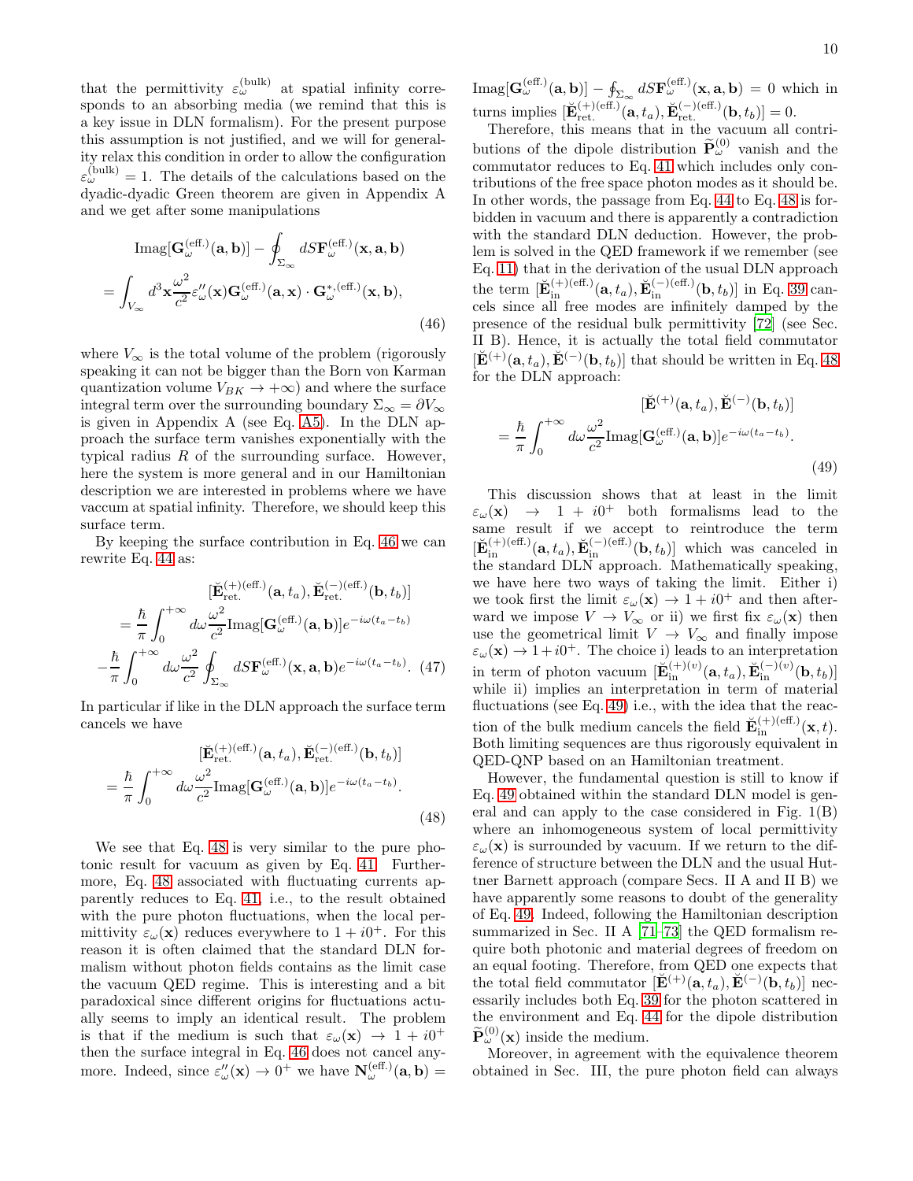that the permittivity $\varepsilon_\omega^{(\text{bulk})}$ at spatial infinity corresponds to an absorbing media (we remind that this is a key issue in DLN formalism). For the present purpose this assumption is not justified, and we will for generality relax this condition in order to allow the configuration $\varepsilon_\omega^{(\text{bulk})} = 1$. The details of the calculations based on the dyadic-dyadic Green theorem are given in Appendix A and we get after some manipulations

$$\begin{aligned} &\text{Imag}[\mathbf{G}_\omega^{(\text{eff.})}(\mathbf{a},\mathbf{b})] - \oint_{\Sigma_\infty} dS\mathbf{F}_\omega^{(\text{eff.})}(\mathbf{x},\mathbf{a},\mathbf{b}) \\ &= \int_{V_\infty} d^3\mathbf{x}\frac{\omega^2}{c^2}\varepsilon''_\omega(\mathbf{x})\mathbf{G}_\omega^{(\text{eff.})}(\mathbf{a},\mathbf{x})\cdot\mathbf{G}_\omega^{*,(\text{eff.})}(\mathbf{x},\mathbf{b}), \end{aligned} \tag{46}$$

where $V_\infty$ is the total volume of the problem (rigorously speaking it can not be bigger than the Born von Karman quantization volume $V_{BK} \to +\infty$) and where the surface integral term over the surrounding boundary $\Sigma_\infty = \partial V_\infty$ is given in Appendix A (see Eq. A5). In the DLN approach the surface term vanishes exponentially with the typical radius $R$ of the surrounding surface. However, here the system is more general and in our Hamiltonian description we are interested in problems where we have vaccum at spatial infinity. Therefore, we should keep this surface term.

By keeping the surface contribution in Eq. 46 we can rewrite Eq. 44 as:

$$\begin{aligned} &[\breve{\mathbf{E}}_{\text{ret.}}^{(+)(\text{eff.})}(\mathbf{a},t_a),\breve{\mathbf{E}}_{\text{ret.}}^{(-)(\text{eff.})}(\mathbf{b},t_b)] \\ &= \frac{\hbar}{\pi}\int_0^{+\infty} d\omega\frac{\omega^2}{c^2}\text{Imag}[\mathbf{G}_\omega^{(\text{eff.})}(\mathbf{a},\mathbf{b})]e^{-i\omega(t_a-t_b)} \\ &-\frac{\hbar}{\pi}\int_0^{+\infty} d\omega\frac{\omega^2}{c^2}\oint_{\Sigma_\infty} dS\mathbf{F}_\omega^{(\text{eff.})}(\mathbf{x},\mathbf{a},\mathbf{b})e^{-i\omega(t_a-t_b)}. \end{aligned} \tag{47}$$

In particular if like in the DLN approach the surface term cancels we have

$$\begin{aligned} &[\breve{\mathbf{E}}_{\text{ret.}}^{(+)(\text{eff.})}(\mathbf{a},t_a),\breve{\mathbf{E}}_{\text{ret.}}^{(-)(\text{eff.})}(\mathbf{b},t_b)] \\ &= \frac{\hbar}{\pi}\int_0^{+\infty} d\omega\frac{\omega^2}{c^2}\text{Imag}[\mathbf{G}_\omega^{(\text{eff.})}(\mathbf{a},\mathbf{b})]e^{-i\omega(t_a-t_b)}. \end{aligned} \tag{48}$$

We see that Eq. 48 is very similar to the pure photonic result for vacuum as given by Eq. 41. Furthermore, Eq. 48 associated with fluctuating currents apparently reduces to Eq. 41, i.e., to the result obtained with the pure photon fluctuations, when the local permittivity $\varepsilon_\omega(\mathbf{x})$ reduces everywhere to $1 + i0^+$. For this reason it is often claimed that the standard DLN formalism without photon fields contains as the limit case the vacuum QED regime. This is interesting and a bit paradoxical since different origins for fluctuations actually seems to imply an identical result. The problem is that if the medium is such that $\varepsilon_\omega(\mathbf{x}) \to 1 + i0^+$ then the surface integral in Eq. 46 does not cancel anymore. Indeed, since $\varepsilon''_\omega(\mathbf{x}) \to 0^+$ we have $\mathbf{N}_\omega^{(\text{eff.})}(\mathbf{a},\mathbf{b}) = \text{Imag}[\mathbf{G}_\omega^{(\text{eff.})}(\mathbf{a},\mathbf{b})] - \oint_{\Sigma_\infty} dS\mathbf{F}_\omega^{(\text{eff.})}(\mathbf{x},\mathbf{a},\mathbf{b}) = 0$ which in turns implies $[\breve{\mathbf{E}}_{\text{ret.}}^{(+)(\text{eff.})}(\mathbf{a},t_a),\breve{\mathbf{E}}_{\text{ret.}}^{(-)(\text{eff.})}(\mathbf{b},t_b)] = 0$.

Therefore, this means that in the vacuum all contributions of the dipole distribution $\widetilde{\mathbf{P}}_\omega^{(0)}$ vanish and the commutator reduces to Eq. 41 which includes only contributions of the free space photon modes as it should be. In other words, the passage from Eq. 44 to Eq. 48 is forbidden in vacuum and there is apparently a contradiction with the standard DLN deduction. However, the problem is solved in the QED framework if we remember (see Eq. 11) that in the derivation of the usual DLN approach the term $[\breve{\mathbf{E}}_{\text{in}}^{(+)(\text{eff.})}(\mathbf{a},t_a),\breve{\mathbf{E}}_{\text{in}}^{(-)(\text{eff.})}(\mathbf{b},t_b)]$ in Eq. 39 cancels since all free modes are infinitely damped by the presence of the residual bulk permittivity [72] (see Sec. II B). Hence, it is actually the total field commutator $[\breve{\mathbf{E}}^{(+)}(\mathbf{a},t_a),\breve{\mathbf{E}}^{(-)}(\mathbf{b},t_b)]$ that should be written in Eq. 48 for the DLN approach:

$$\begin{aligned} &[\breve{\mathbf{E}}^{(+)}(\mathbf{a},t_a),\breve{\mathbf{E}}^{(-)}(\mathbf{b},t_b)] \\ &= \frac{\hbar}{\pi}\int_0^{+\infty} d\omega\frac{\omega^2}{c^2}\text{Imag}[\mathbf{G}_\omega^{(\text{eff.})}(\mathbf{a},\mathbf{b})]e^{-i\omega(t_a-t_b)}. \end{aligned} \tag{49}$$

This discussion shows that at least in the limit $\varepsilon_\omega(\mathbf{x}) \to 1 + i0^+$ both formalisms lead to the same result if we accept to reintroduce the term $[\breve{\mathbf{E}}_{\text{in}}^{(+)(\text{eff.})}(\mathbf{a},t_a),\breve{\mathbf{E}}_{\text{in}}^{(-)(\text{eff.})}(\mathbf{b},t_b)]$ which was canceled in the standard DLN approach. Mathematically speaking, we have here two ways of taking the limit. Either i) we took first the limit $\varepsilon_\omega(\mathbf{x}) \to 1+i0^+$ and then afterward we impose $V \to V_\infty$ or ii) we first fix $\varepsilon_\omega(\mathbf{x})$ then use the geometrical limit $V \to V_\infty$ and finally impose $\varepsilon_\omega(\mathbf{x}) \to 1+i0^+$. The choice i) leads to an interpretation in term of photon vacuum $[\breve{\mathbf{E}}_{\text{in}}^{(+)(v)}(\mathbf{a},t_a),\breve{\mathbf{E}}_{\text{in}}^{(-)(v)}(\mathbf{b},t_b)]$ while ii) implies an interpretation in term of material fluctuations (see Eq. 49) i.e., with the idea that the reaction of the bulk medium cancels the field $\breve{\mathbf{E}}_{\text{in}}^{(+)(\text{eff.})}(\mathbf{x},t)$. Both limiting sequences are thus rigorously equivalent in QED-QNP based on an Hamiltonian treatment.

However, the fundamental question is still to know if Eq. 49 obtained within the standard DLN model is general and can apply to the case considered in Fig. 1(B) where an inhomogeneous system of local permittivity $\varepsilon_\omega(\mathbf{x})$ is surrounded by vacuum. If we return to the difference of structure between the DLN and the usual Huttner Barnett approach (compare Secs. II A and II B) we have apparently some reasons to doubt of the generality of Eq. 49. Indeed, following the Hamiltonian description summarized in Sec. II A [71–73] the QED formalism require both photonic and material degrees of freedom on an equal footing. Therefore, from QED one expects that the total field commutator $[\breve{\mathbf{E}}^{(+)}(\mathbf{a},t_a),\breve{\mathbf{E}}^{(-)}(\mathbf{b},t_b)]$ necessarily includes both Eq. 39 for the photon scattered in the environment and Eq. 44 for the dipole distribution $\widetilde{\mathbf{P}}_\omega^{(0)}(\mathbf{x})$ inside the medium.

Moreover, in agreement with the equivalence theorem obtained in Sec. III, the pure photon field can always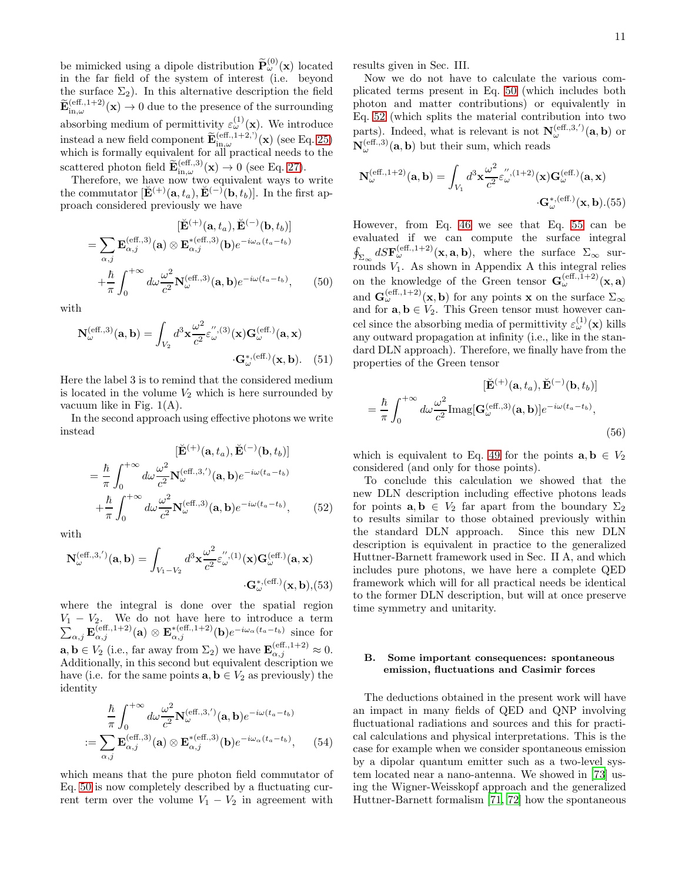be mimicked using a dipole distribution $\widetilde{\mathbf{P}}^{(0)}_\omega(\mathbf{x})$ located in the far field of the system of interest (i.e. beyond the surface $\Sigma_2$). In this alternative description the field $\widetilde{\mathbf{E}}^{(\text{eff.},1+2)}_{\text{in},\omega}(\mathbf{x}) \to 0$ due to the presence of the surrounding absorbing medium of permittivity $\varepsilon^{(1)}_\omega(\mathbf{x})$. We introduce instead a new field component $\widetilde{\mathbf{E}}^{(\text{eff.},1+2,')}_{\text{in},\omega}(\mathbf{x})$ (see Eq. 25) which is formally equivalent for all practical needs to the scattered photon field $\widetilde{\mathbf{E}}^{(\text{eff.},3)}_{\text{in},\omega}(\mathbf{x}) \to 0$ (see Eq. 27).

Therefore, we have now two equivalent ways to write the commutator $[\breve{\mathbf{E}}^{(+)}(\mathbf{a},t_a), \breve{\mathbf{E}}^{(-)}(\mathbf{b},t_b)]$. In the first approach considered previously we have

$$
\begin{aligned}
&[\breve{\mathbf{E}}^{(+)}(\mathbf{a},t_a), \breve{\mathbf{E}}^{(-)}(\mathbf{b},t_b)] \\
&= \sum_{\alpha,j} \mathbf{E}^{(\text{eff.},3)}_{\alpha,j}(\mathbf{a}) \otimes \mathbf{E}^{*(\text{eff.},3)}_{\alpha,j}(\mathbf{b}) e^{-i\omega_\alpha(t_a-t_b)} \\
&+ \frac{\hbar}{\pi}\int_0^{+\infty} d\omega \frac{\omega^2}{c^2} \mathbf{N}^{(\text{eff.},3)}_\omega(\mathbf{a},\mathbf{b}) e^{-i\omega(t_a-t_b)}, \qquad (50)
\end{aligned}
$$

with

$$
\mathbf{N}^{(\text{eff.},3)}_\omega(\mathbf{a},\mathbf{b}) = \int_{V_2} d^3\mathbf{x} \frac{\omega^2}{c^2} \varepsilon''^{,(3)}_\omega(\mathbf{x}) \mathbf{G}^{(\text{eff.})}_\omega(\mathbf{a},\mathbf{x}) \cdot \mathbf{G}^{*,(\text{eff.})}_\omega(\mathbf{x},\mathbf{b}). \quad (51)
$$

Here the label 3 is to remind that the considered medium is located in the volume $V_2$ which is here surrounded by vacuum like in Fig. 1(A).

In the second approach using effective photons we write instead

$$
\begin{aligned}
&[\breve{\mathbf{E}}^{(+)}(\mathbf{a},t_a), \breve{\mathbf{E}}^{(-)}(\mathbf{b},t_b)] \\
&= \frac{\hbar}{\pi}\int_0^{+\infty} d\omega \frac{\omega^2}{c^2} \mathbf{N}^{(\text{eff.},3,')}_\omega(\mathbf{a},\mathbf{b}) e^{-i\omega(t_a-t_b)} \\
&+ \frac{\hbar}{\pi}\int_0^{+\infty} d\omega \frac{\omega^2}{c^2} \mathbf{N}^{(\text{eff.},3)}_\omega(\mathbf{a},\mathbf{b}) e^{-i\omega(t_a-t_b)}, \qquad (52)
\end{aligned}
$$

with

$$
\mathbf{N}^{(\text{eff.},3,')}_\omega(\mathbf{a},\mathbf{b}) = \int_{V_1-V_2} d^3\mathbf{x} \frac{\omega^2}{c^2} \varepsilon''^{,(1)}_\omega(\mathbf{x}) \mathbf{G}^{(\text{eff.})}_\omega(\mathbf{a},\mathbf{x}) \cdot \mathbf{G}^{*,(\text{eff.})}_\omega(\mathbf{x},\mathbf{b}), (53)
$$

where the integral is done over the spatial region $V_1 - V_2$. We do not have here to introduce a term $\sum_{\alpha,j} \mathbf{E}^{(\text{eff.},1+2)}_{\alpha,j}(\mathbf{a}) \otimes \mathbf{E}^{*(\text{eff.},1+2)}_{\alpha,j}(\mathbf{b}) e^{-i\omega_\alpha(t_a-t_b)}$ since for $\mathbf{a},\mathbf{b} \in V_2$ (i.e., far away from $\Sigma_2$) we have $\mathbf{E}^{(\text{eff.},1+2)}_{\alpha,j} \approx 0$. Additionally, in this second but equivalent description we have (i.e. for the same points $\mathbf{a},\mathbf{b} \in V_2$ as previously) the identity

$$
\begin{aligned}
&\frac{\hbar}{\pi}\int_0^{+\infty} d\omega \frac{\omega^2}{c^2} \mathbf{N}^{(\text{eff.},3,')}_\omega(\mathbf{a},\mathbf{b}) e^{-i\omega(t_a-t_b)} \\
&:= \sum_{\alpha,j} \mathbf{E}^{(\text{eff.},3)}_{\alpha,j}(\mathbf{a}) \otimes \mathbf{E}^{*(\text{eff.},3)}_{\alpha,j}(\mathbf{b}) e^{-i\omega_\alpha(t_a-t_b)}, \qquad (54)
\end{aligned}
$$

which means that the pure photon field commutator of Eq. 50 is now completely described by a fluctuating current term over the volume $V_1 - V_2$ in agreement with results given in Sec. III.

Now we do not have to calculate the various complicated terms present in Eq. 50 (which includes both photon and matter contributions) or equivalently in Eq. 52 (which splits the material contribution into two parts). Indeed, what is relevant is not $\mathbf{N}^{(\text{eff.},3,')}_\omega(\mathbf{a},\mathbf{b})$ or $\mathbf{N}^{(\text{eff.},3)}_\omega(\mathbf{a},\mathbf{b})$ but their sum, which reads

$$
\mathbf{N}^{(\text{eff.},1+2)}_\omega(\mathbf{a},\mathbf{b}) = \int_{V_1} d^3\mathbf{x} \frac{\omega^2}{c^2} \varepsilon''^{,(1+2)}_\omega(\mathbf{x}) \mathbf{G}^{(\text{eff.})}_\omega(\mathbf{a},\mathbf{x}) \cdot \mathbf{G}^{*,(\text{eff.})}_\omega(\mathbf{x},\mathbf{b}). (55)
$$

However, from Eq. 46 we see that Eq. 55 can be evaluated if we can compute the surface integral $\oint_{\Sigma_\infty} dS \mathbf{F}^{(\text{eff.},1+2)}_\omega(\mathbf{x},\mathbf{a},\mathbf{b})$, where the surface $\Sigma_\infty$ surrounds $V_1$. As shown in Appendix A this integral relies on the knowledge of the Green tensor $\mathbf{G}^{(\text{eff.},1+2)}_\omega(\mathbf{x},\mathbf{a})$ and $\mathbf{G}^{(\text{eff.},1+2)}_\omega(\mathbf{x},\mathbf{b})$ for any points $\mathbf{x}$ on the surface $\Sigma_\infty$ and for $\mathbf{a},\mathbf{b} \in V_2$. This Green tensor must however cancel since the absorbing media of permittivity $\varepsilon^{(1)}_\omega(\mathbf{x})$ kills any outward propagation at infinity (i.e., like in the standard DLN approach). Therefore, we finally have from the properties of the Green tensor

$$
\begin{aligned}
&[\breve{\mathbf{E}}^{(+)}(\mathbf{a},t_a), \breve{\mathbf{E}}^{(-)}(\mathbf{b},t_b)] \\
&= \frac{\hbar}{\pi}\int_0^{+\infty} d\omega \frac{\omega^2}{c^2} \text{Imag}[\mathbf{G}^{(\text{eff.},3)}_\omega(\mathbf{a},\mathbf{b})] e^{-i\omega(t_a-t_b)}, \qquad (56)
\end{aligned}
$$

which is equivalent to Eq. 49 for the points $\mathbf{a},\mathbf{b} \in V_2$ considered (and only for those points).

To conclude this calculation we showed that the new DLN description including effective photons leads for points $\mathbf{a},\mathbf{b} \in V_2$ far apart from the boundary $\Sigma_2$ to results similar to those obtained previously within the standard DLN approach. Since this new DLN description is equivalent in practice to the generalized Huttner-Barnett framework used in Sec. II A, and which includes pure photons, we have here a complete QED framework which will for all practical needs be identical to the former DLN description, but will at once preserve time symmetry and unitarity.

### B. Some important consequences: spontaneous emission, fluctuations and Casimir forces

The deductions obtained in the present work will have an impact in many fields of QED and QNP involving fluctuational radiations and sources and this for practical calculations and physical interpretations. This is the case for example when we consider spontaneous emission by a dipolar quantum emitter such as a two-level system located near a nano-antenna. We showed in [73] using the Wigner-Weisskopf approach and the generalized Huttner-Barnett formalism [71, 72] how the spontaneous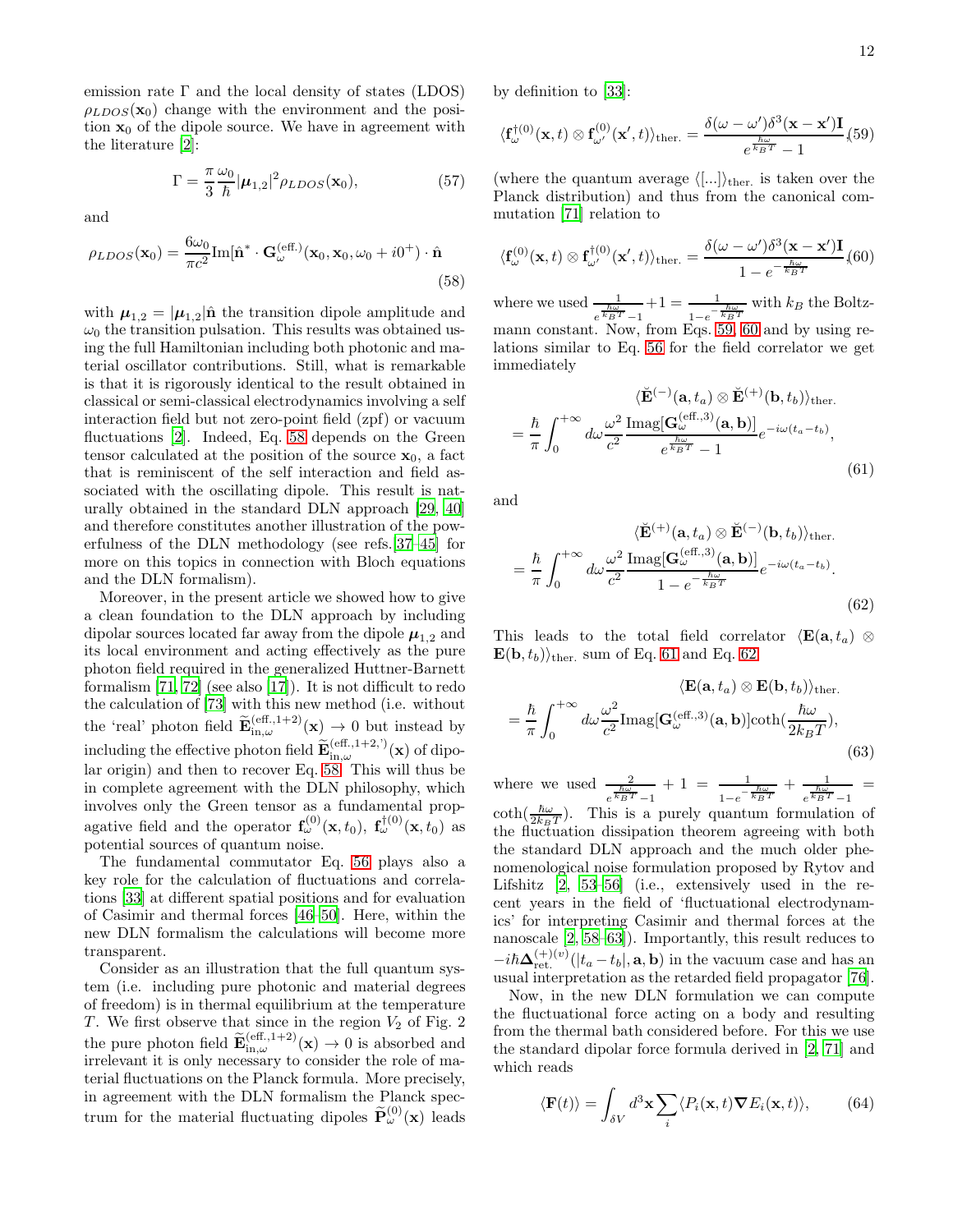emission rate $\Gamma$ and the local density of states (LDOS) $\rho_{LDOS}(\mathbf{x}_0)$ change with the environment and the position $\mathbf{x}_0$ of the dipole source. We have in agreement with the literature [2]:

$$\Gamma = \frac{\pi}{3}\frac{\omega_0}{\hbar}|\boldsymbol{\mu}_{1,2}|^2\rho_{LDOS}(\mathbf{x}_0), \tag{57}$$

and

$$\rho_{LDOS}(\mathbf{x}_0) = \frac{6\omega_0}{\pi c^2}\text{Im}[\hat{\mathbf{n}}^*\cdot\mathbf{G}^{(\text{eff.})}_\omega(\mathbf{x}_0,\mathbf{x}_0,\omega_0+i0^+)\cdot\hat{\mathbf{n}} \tag{58}$$

with $\boldsymbol{\mu}_{1,2} = |\boldsymbol{\mu}_{1,2}|\hat{\mathbf{n}}$ the transition dipole amplitude and $\omega_0$ the transition pulsation. This results was obtained using the full Hamiltonian including both photonic and material oscillator contributions. Still, what is remarkable is that it is rigorously identical to the result obtained in classical or semi-classical electrodynamics involving a self interaction field but not zero-point field (zpf) or vacuum fluctuations [2]. Indeed, Eq. 58 depends on the Green tensor calculated at the position of the source $\mathbf{x}_0$, a fact that is reminiscent of the self interaction and field associated with the oscillating dipole. This result is naturally obtained in the standard DLN approach [29, 40] and therefore constitutes another illustration of the powerfulness of the DLN methodology (see refs.[37–45] for more on this topics in connection with Bloch equations and the DLN formalism).

Moreover, in the present article we showed how to give a clean foundation to the DLN approach by including dipolar sources located far away from the dipole $\boldsymbol{\mu}_{1,2}$ and its local environment and acting effectively as the pure photon field required in the generalized Huttner-Barnett formalism [71, 72] (see also [17]). It is not difficult to redo the calculation of [73] with this new method (i.e. without the 'real' photon field $\widetilde{\mathbf{E}}^{(\text{eff.},1+2)}_{\text{in},\omega}(\mathbf{x}) \to 0$ but instead by including the effective photon field $\widetilde{\mathbf{E}}^{(\text{eff.},1+2,')}_{\text{in},\omega}(\mathbf{x})$ of dipolar origin) and then to recover Eq. 58. This will thus be in complete agreement with the DLN philosophy, which involves only the Green tensor as a fundamental propagative field and the operator $\mathbf{f}^{(0)}_\omega(\mathbf{x}, t_0)$, $\mathbf{f}^{\dagger(0)}_\omega(\mathbf{x}, t_0)$ as potential sources of quantum noise.

The fundamental commutator Eq. 56 plays also a key role for the calculation of fluctuations and correlations [33] at different spatial positions and for evaluation of Casimir and thermal forces [46–50]. Here, within the new DLN formalism the calculations will become more transparent.

Consider as an illustration that the full quantum system (i.e. including pure photonic and material degrees of freedom) is in thermal equilibrium at the temperature $T$. We first observe that since in the region $V_2$ of Fig. 2 the pure photon field $\widetilde{\mathbf{E}}^{(\text{eff.},1+2)}_{\text{in},\omega}(\mathbf{x}) \to 0$ is absorbed and irrelevant it is only necessary to consider the role of material fluctuations on the Planck formula. More precisely, in agreement with the DLN formalism the Planck spectrum for the material fluctuating dipoles $\widehat{\mathbf{P}}^{(0)}_\omega(\mathbf{x})$ leads by definition to [33]:

$$\langle \mathbf{f}^{\dagger(0)}_\omega(\mathbf{x},t)\otimes\mathbf{f}^{(0)}_{\omega'}(\mathbf{x}',t)\rangle_{\text{ther.}} = \frac{\delta(\omega-\omega')\delta^3(\mathbf{x}-\mathbf{x}')\mathbf{I}}{e^{\frac{\hbar\omega}{k_BT}}-1}, \tag{59}$$

(where the quantum average $\langle[...]\rangle_{\text{ther.}}$ is taken over the Planck distribution) and thus from the canonical commutation [71] relation to

$$\langle \mathbf{f}^{(0)}_\omega(\mathbf{x},t)\otimes\mathbf{f}^{\dagger(0)}_{\omega'}(\mathbf{x}',t)\rangle_{\text{ther.}} = \frac{\delta(\omega-\omega')\delta^3(\mathbf{x}-\mathbf{x}')\mathbf{I}}{1-e^{-\frac{\hbar\omega}{k_BT}}}, \tag{60}$$

where we used $\frac{1}{e^{\frac{\hbar\omega}{k_BT}}-1}+1 = \frac{1}{1-e^{-\frac{\hbar\omega}{k_BT}}}$ with $k_B$ the Boltzmann constant. Now, from Eqs. 59, 60 and by using relations similar to Eq. 56 for the field correlator we get immediately

$$\langle\breve{\mathbf{E}}^{(-)}(\mathbf{a},t_a)\otimes\breve{\mathbf{E}}^{(+)}(\mathbf{b},t_b)\rangle_{\text{ther.}} = \frac{\hbar}{\pi}\int_0^{+\infty}d\omega\frac{\omega^2}{c^2}\frac{\text{Imag}[\mathbf{G}^{(\text{eff.},3)}_\omega(\mathbf{a},\mathbf{b})]}{e^{\frac{\hbar\omega}{k_BT}}-1}e^{-i\omega(t_a-t_b)}, \tag{61}$$

and

$$\langle\breve{\mathbf{E}}^{(+)}(\mathbf{a},t_a)\otimes\breve{\mathbf{E}}^{(-)}(\mathbf{b},t_b)\rangle_{\text{ther.}} = \frac{\hbar}{\pi}\int_0^{+\infty}d\omega\frac{\omega^2}{c^2}\frac{\text{Imag}[\mathbf{G}^{(\text{eff.},3)}_\omega(\mathbf{a},\mathbf{b})]}{1-e^{-\frac{\hbar\omega}{k_BT}}}e^{-i\omega(t_a-t_b)}. \tag{62}$$

This leads to the total field correlator $\langle\mathbf{E}(\mathbf{a},t_a)\otimes\mathbf{E}(\mathbf{b},t_b)\rangle_{\text{ther.}}$ sum of Eq. 61 and Eq. 62

$$\langle\mathbf{E}(\mathbf{a},t_a)\otimes\mathbf{E}(\mathbf{b},t_b)\rangle_{\text{ther.}} = \frac{\hbar}{\pi}\int_0^{+\infty}d\omega\frac{\omega^2}{c^2}\text{Imag}[\mathbf{G}^{(\text{eff.},3)}_\omega(\mathbf{a},\mathbf{b})]\coth(\frac{\hbar\omega}{2k_BT}), \tag{63}$$

where we used $\frac{2}{e^{\frac{\hbar\omega}{k_BT}}-1}+1 = \frac{1}{1-e^{-\frac{\hbar\omega}{k_BT}}}+\frac{1}{e^{\frac{\hbar\omega}{k_BT}}-1} = \coth(\frac{\hbar\omega}{2k_BT})$. This is a purely quantum formulation of the fluctuation dissipation theorem agreeing with both the standard DLN approach and the much older phenomenological noise formulation proposed by Rytov and Lifshitz [2, 53–56] (i.e., extensively used in the recent years in the field of 'fluctuational electrodynamics' for interpreting Casimir and thermal forces at the nanoscale [2, 58–63]). Importantly, this result reduces to $-i\hbar\boldsymbol{\Delta}^{(+)(v)}_{\text{ret.}}(|t_a-t_b|,\mathbf{a},\mathbf{b})$ in the vacuum case and has an usual interpretation as the retarded field propagator [76].

Now, in the new DLN formulation we can compute the fluctuational force acting on a body and resulting from the thermal bath considered before. For this we use the standard dipolar force formula derived in [2, 71] and which reads

$$\langle\mathbf{F}(t)\rangle = \int_{\delta V}d^3\mathbf{x}\sum_i\langle P_i(\mathbf{x},t)\boldsymbol{\nabla}E_i(\mathbf{x},t)\rangle, \tag{64}$$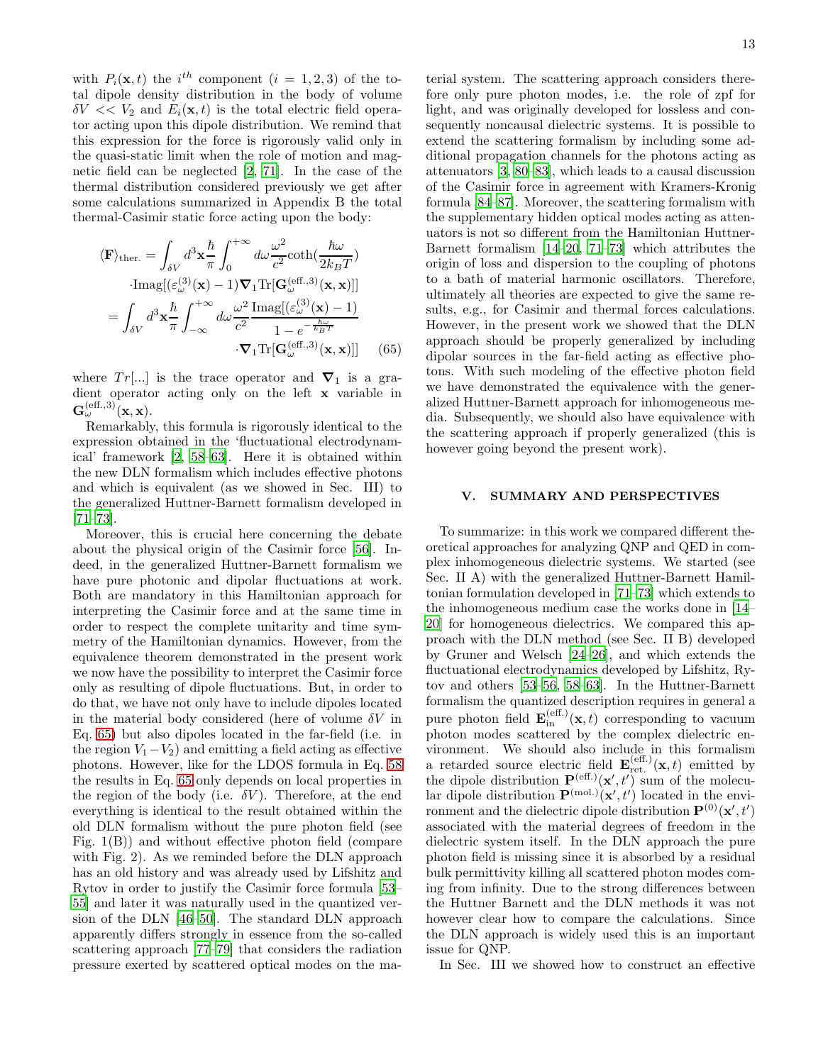with $P_i(\mathbf{x},t)$ the $i^{th}$ component ($i = 1,2,3$) of the total dipole density distribution in the body of volume $\delta V << V_2$ and $E_i(\mathbf{x},t)$ is the total electric field operator acting upon this dipole distribution. We remind that this expression for the force is rigorously valid only in the quasi-static limit when the role of motion and magnetic field can be neglected [2, 71]. In the case of the thermal distribution considered previously we get after some calculations summarized in Appendix B the total thermal-Casimir static force acting upon the body:

$$
\begin{aligned}
\langle \mathbf{F} \rangle_{\text{ther.}} &= \int_{\delta V} d^3\mathbf{x} \frac{\hbar}{\pi} \int_0^{+\infty} d\omega \frac{\omega^2}{c^2} \coth(\frac{\hbar\omega}{2k_B T}) \\
&\cdot \text{Imag}[(\varepsilon_\omega^{(3)}(\mathbf{x}) - 1) \boldsymbol{\nabla}_1 \text{Tr}[\mathbf{G}_\omega^{(\text{eff.},3)}(\mathbf{x},\mathbf{x})]] \\
&= \int_{\delta V} d^3\mathbf{x} \frac{\hbar}{\pi} \int_{-\infty}^{+\infty} d\omega \frac{\omega^2}{c^2} \frac{\text{Imag}[(\varepsilon_\omega^{(3)}(\mathbf{x}) - 1)}{1 - e^{-\frac{\hbar\omega}{k_B T}}} \\
&\cdot \boldsymbol{\nabla}_1 \text{Tr}[\mathbf{G}_\omega^{(\text{eff.},3)}(\mathbf{x},\mathbf{x})]] \qquad (65)
\end{aligned}
$$

where $Tr[...]$ is the trace operator and $\boldsymbol{\nabla}_1$ is a gradient operator acting only on the left $\mathbf{x}$ variable in $\mathbf{G}_\omega^{(\text{eff.},3)}(\mathbf{x},\mathbf{x})$.

Remarkably, this formula is rigorously identical to the expression obtained in the 'fluctuational electrodynamical' framework [2, 58–63]. Here it is obtained within the new DLN formalism which includes effective photons and which is equivalent (as we showed in Sec. III) to the generalized Huttner-Barnett formalism developed in [71–73].

Moreover, this is crucial here concerning the debate about the physical origin of the Casimir force [56]. Indeed, in the generalized Huttner-Barnett formalism we have pure photonic and dipolar fluctuations at work. Both are mandatory in this Hamiltonian approach for interpreting the Casimir force and at the same time in order to respect the complete unitarity and time symmetry of the Hamiltonian dynamics. However, from the equivalence theorem demonstrated in the present work we now have the possibility to interpret the Casimir force only as resulting of dipole fluctuations. But, in order to do that, we have not only have to include dipoles located in the material body considered (here of volume $\delta V$ in Eq. 65) but also dipoles located in the far-field (i.e. in the region $V_1 - V_2$) and emitting a field acting as effective photons. However, like for the LDOS formula in Eq. 58 the results in Eq. 65 only depends on local properties in the region of the body (i.e. $\delta V$). Therefore, at the end everything is identical to the result obtained within the old DLN formalism without the pure photon field (see Fig. 1(B)) and without effective photon field (compare with Fig. 2). As we reminded before the DLN approach has an old history and was already used by Lifshitz and Rytov in order to justify the Casimir force formula [53–55] and later it was naturally used in the quantized version of the DLN [46–50]. The standard DLN approach apparently differs strongly in essence from the so-called scattering approach [77–79] that considers the radiation pressure exerted by scattered optical modes on the material system. The scattering approach considers therefore only pure photon modes, i.e. the role of zpf for light, and was originally developed for lossless and consequently noncausal dielectric systems. It is possible to extend the scattering formalism by including some additional propagation channels for the photons acting as attenuators [3, 80–83], which leads to a causal discussion of the Casimir force in agreement with Kramers-Kronig formula [84–87]. Moreover, the scattering formalism with the supplementary hidden optical modes acting as attenuators is not so different from the Hamiltonian Huttner-Barnett formalism [14–20, 71–73] which attributes the origin of loss and dispersion to the coupling of photons to a bath of material harmonic oscillators. Therefore, ultimately all theories are expected to give the same results, e.g., for Casimir and thermal forces calculations. However, in the present work we showed that the DLN approach should be properly generalized by including dipolar sources in the far-field acting as effective photons. With such modeling of the effective photon field we have demonstrated the equivalence with the generalized Huttner-Barnett approach for inhomogeneous media. Subsequently, we should also have equivalence with the scattering approach if properly generalized (this is however going beyond the present work).

## V. SUMMARY AND PERSPECTIVES

To summarize: in this work we compared different theoretical approaches for analyzing QNP and QED in complex inhomogeneous dielectric systems. We started (see Sec. II A) with the generalized Huttner-Barnett Hamiltonian formulation developed in [71–73] which extends to the inhomogeneous medium case the works done in [14–20] for homogeneous dielectrics. We compared this approach with the DLN method (see Sec. II B) developed by Gruner and Welsch [24–26], and which extends the fluctuational electrodynamics developed by Lifshitz, Rytov and others [53–56, 58–63]. In the Huttner-Barnett formalism the quantized description requires in general a pure photon field $\mathbf{E}_{\text{in}}^{(\text{eff.})}(\mathbf{x},t)$ corresponding to vacuum photon modes scattered by the complex dielectric environment. We should also include in this formalism a retarded source electric field $\mathbf{E}_{\text{ret.}}^{(\text{eff.})}(\mathbf{x},t)$ emitted by the dipole distribution $\mathbf{P}^{(\text{eff.})}(\mathbf{x}',t')$ sum of the molecular dipole distribution $\mathbf{P}^{(\text{mol.})}(\mathbf{x}',t')$ located in the environment and the dielectric dipole distribution $\mathbf{P}^{(0)}(\mathbf{x}',t')$ associated with the material degrees of freedom in the dielectric system itself. In the DLN approach the pure photon field is missing since it is absorbed by a residual bulk permittivity killing all scattered photon modes coming from infinity. Due to the strong differences between the Huttner Barnett and the DLN methods it was not however clear how to compare the calculations. Since the DLN approach is widely used this is an important issue for QNP.

In Sec. III we showed how to construct an effective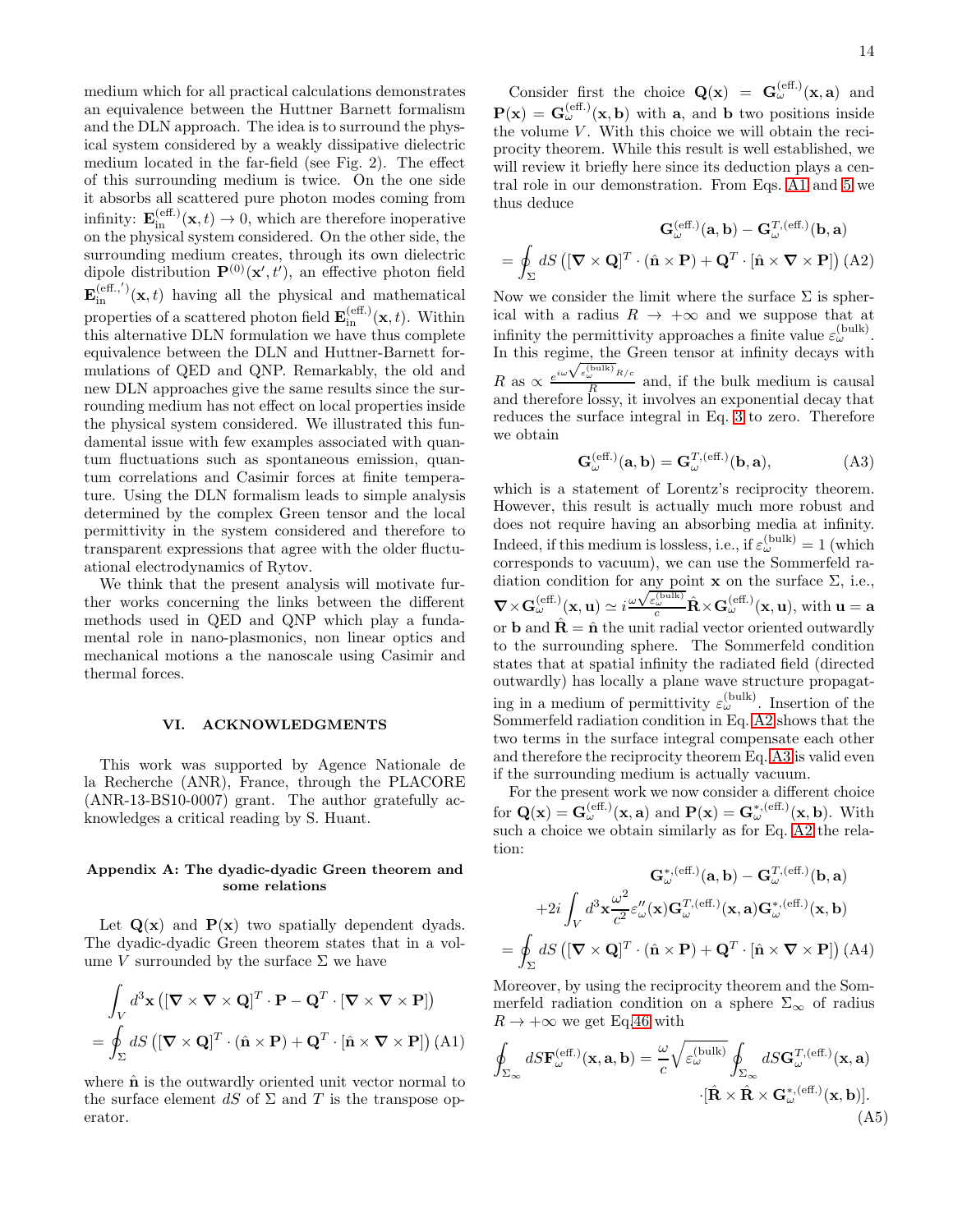medium which for all practical calculations demonstrates an equivalence between the Huttner Barnett formalism and the DLN approach. The idea is to surround the physical system considered by a weakly dissipative dielectric medium located in the far-field (see Fig. 2). The effect of this surrounding medium is twice. On the one side it absorbs all scattered pure photon modes coming from infinity: $\mathbf{E}_{\text{in}}^{(\text{eff.})}(\mathbf{x},t)\rightarrow 0$, which are therefore inoperative on the physical system considered. On the other side, the surrounding medium creates, through its own dielectric dipole distribution $\mathbf{P}^{(0)}(\mathbf{x}',t')$, an effective photon field $\mathbf{E}_{\text{in}}^{(\text{eff.},')}(\mathbf{x},t)$ having all the physical and mathematical properties of a scattered photon field $\mathbf{E}_{\text{in}}^{(\text{eff.})}(\mathbf{x},t)$. Within this alternative DLN formulation we have thus complete equivalence between the DLN and Huttner-Barnett formulations of QED and QNP. Remarkably, the old and new DLN approaches give the same results since the surrounding medium has not effect on local properties inside the physical system considered. We illustrated this fundamental issue with few examples associated with quantum fluctuations such as spontaneous emission, quantum correlations and Casimir forces at finite temperature. Using the DLN formalism leads to simple analysis determined by the complex Green tensor and the local permittivity in the system considered and therefore to transparent expressions that agree with the older fluctuational electrodynamics of Rytov.

We think that the present analysis will motivate further works concerning the links between the different methods used in QED and QNP which play a fundamental role in nano-plasmonics, non linear optics and mechanical motions a the nanoscale using Casimir and thermal forces.

## VI. ACKNOWLEDGMENTS

This work was supported by Agence Nationale de la Recherche (ANR), France, through the PLACORE (ANR-13-BS10-0007) grant. The author gratefully acknowledges a critical reading by S. Huant.

### Appendix A: The dyadic-dyadic Green theorem and some relations

Let $\mathbf{Q}(\mathbf{x})$ and $\mathbf{P}(\mathbf{x})$ two spatially dependent dyads. The dyadic-dyadic Green theorem states that in a volume $V$ surrounded by the surface $\Sigma$ we have

$$\int_V d^3\mathbf{x}\left([\boldsymbol{\nabla}\times\boldsymbol{\nabla}\times\mathbf{Q}]^T\cdot\mathbf{P}-\mathbf{Q}^T\cdot[\boldsymbol{\nabla}\times\boldsymbol{\nabla}\times\mathbf{P}]\right)$$
$$=\oint_\Sigma dS\left([\boldsymbol{\nabla}\times\mathbf{Q}]^T\cdot(\hat{\mathbf{n}}\times\mathbf{P})+\mathbf{Q}^T\cdot[\hat{\mathbf{n}}\times\boldsymbol{\nabla}\times\mathbf{P}]\right)\quad\text{(A1)}$$

where $\hat{\mathbf{n}}$ is the outwardly oriented unit vector normal to the surface element $dS$ of $\Sigma$ and $T$ is the transpose operator.

Consider first the choice $\mathbf{Q}(\mathbf{x})=\mathbf{G}_\omega^{(\text{eff.})}(\mathbf{x},\mathbf{a})$ and $\mathbf{P}(\mathbf{x})=\mathbf{G}_\omega^{(\text{eff.})}(\mathbf{x},\mathbf{b})$ with $\mathbf{a}$, and $\mathbf{b}$ two positions inside the volume $V$. With this choice we will obtain the reciprocity theorem. While this result is well established, we will review it briefly here since its deduction plays a central role in our demonstration. From Eqs. A1 and 5 we thus deduce

$$\mathbf{G}_\omega^{(\text{eff.})}(\mathbf{a},\mathbf{b})-\mathbf{G}_\omega^{T,(\text{eff.})}(\mathbf{b},\mathbf{a})$$
$$=\oint_\Sigma dS\left([\boldsymbol{\nabla}\times\mathbf{Q}]^T\cdot(\hat{\mathbf{n}}\times\mathbf{P})+\mathbf{Q}^T\cdot[\hat{\mathbf{n}}\times\boldsymbol{\nabla}\times\mathbf{P}]\right)\quad\text{(A2)}$$

Now we consider the limit where the surface $\Sigma$ is spherical with a radius $R\rightarrow+\infty$ and we suppose that at infinity the permittivity approaches a finite value $\varepsilon_\omega^{(\text{bulk})}$. In this regime, the Green tensor at infinity decays with $R$ as $\propto\frac{e^{i\omega\sqrt{\varepsilon_\omega^{(\text{bulk})}}R/c}}{R}$ and, if the bulk medium is causal and therefore lossy, it involves an exponential decay that reduces the surface integral in Eq. 3 to zero. Therefore we obtain

$$\mathbf{G}_\omega^{(\text{eff.})}(\mathbf{a},\mathbf{b})=\mathbf{G}_\omega^{T,(\text{eff.})}(\mathbf{b},\mathbf{a}),\qquad\text{(A3)}$$

which is a statement of Lorentz's reciprocity theorem. However, this result is actually much more robust and does not require having an absorbing media at infinity. Indeed, if this medium is lossless, i.e., if $\varepsilon_\omega^{(\text{bulk})}=1$ (which corresponds to vacuum), we can use the Sommerfeld radiation condition for any point $\mathbf{x}$ on the surface $\Sigma$, i.e., $\boldsymbol{\nabla}\times\mathbf{G}_\omega^{(\text{eff.})}(\mathbf{x},\mathbf{u})\simeq i\frac{\omega\sqrt{\varepsilon_\omega^{(\text{bulk})}}}{c}\hat{\mathbf{R}}\times\mathbf{G}_\omega^{(\text{eff.})}(\mathbf{x},\mathbf{u})$, with $\mathbf{u}=\mathbf{a}$ or $\mathbf{b}$ and $\hat{\mathbf{R}}=\hat{\mathbf{n}}$ the unit radial vector oriented outwardly to the surrounding sphere. The Sommerfeld condition states that at spatial infinity the radiated field (directed outwardly) has locally a plane wave structure propagating in a medium of permittivity $\varepsilon_\omega^{(\text{bulk})}$. Insertion of the Sommerfeld radiation condition in Eq. A2 shows that the two terms in the surface integral compensate each other and therefore the reciprocity theorem Eq. A3 is valid even if the surrounding medium is actually vacuum.

For the present work we now consider a different choice for $\mathbf{Q}(\mathbf{x})=\mathbf{G}_\omega^{(\text{eff.})}(\mathbf{x},\mathbf{a})$ and $\mathbf{P}(\mathbf{x})=\mathbf{G}_\omega^{*,(\text{eff.})}(\mathbf{x},\mathbf{b})$. With such a choice we obtain similarly as for Eq. A2 the relation:

$$\mathbf{G}_\omega^{*,(\text{eff.})}(\mathbf{a},\mathbf{b})-\mathbf{G}_\omega^{T,(\text{eff.})}(\mathbf{b},\mathbf{a})$$
$$+2i\int_V d^3\mathbf{x}\frac{\omega^2}{c^2}\varepsilon''_\omega(\mathbf{x})\mathbf{G}_\omega^{T,(\text{eff.})}(\mathbf{x},\mathbf{a})\mathbf{G}_\omega^{*,(\text{eff.})}(\mathbf{x},\mathbf{b})$$
$$=\oint_\Sigma dS\left([\boldsymbol{\nabla}\times\mathbf{Q}]^T\cdot(\hat{\mathbf{n}}\times\mathbf{P})+\mathbf{Q}^T\cdot[\hat{\mathbf{n}}\times\boldsymbol{\nabla}\times\mathbf{P}]\right)\quad\text{(A4)}$$

Moreover, by using the reciprocity theorem and the Sommerfeld radiation condition on a sphere $\Sigma_\infty$ of radius $R\rightarrow+\infty$ we get Eq.46 with

$$\oint_{\Sigma_\infty}dS\mathbf{F}_\omega^{(\text{eff.})}(\mathbf{x},\mathbf{a},\mathbf{b})=\frac{\omega}{c}\sqrt{\varepsilon_\omega^{(\text{bulk})}}\oint_{\Sigma_\infty}dS\mathbf{G}_\omega^{T,(\text{eff.})}(\mathbf{x},\mathbf{a})$$
$$\cdot[\hat{\mathbf{R}}\times\hat{\mathbf{R}}\times\mathbf{G}_\omega^{*,(\text{eff.})}(\mathbf{x},\mathbf{b})].\qquad\text{(A5)}$$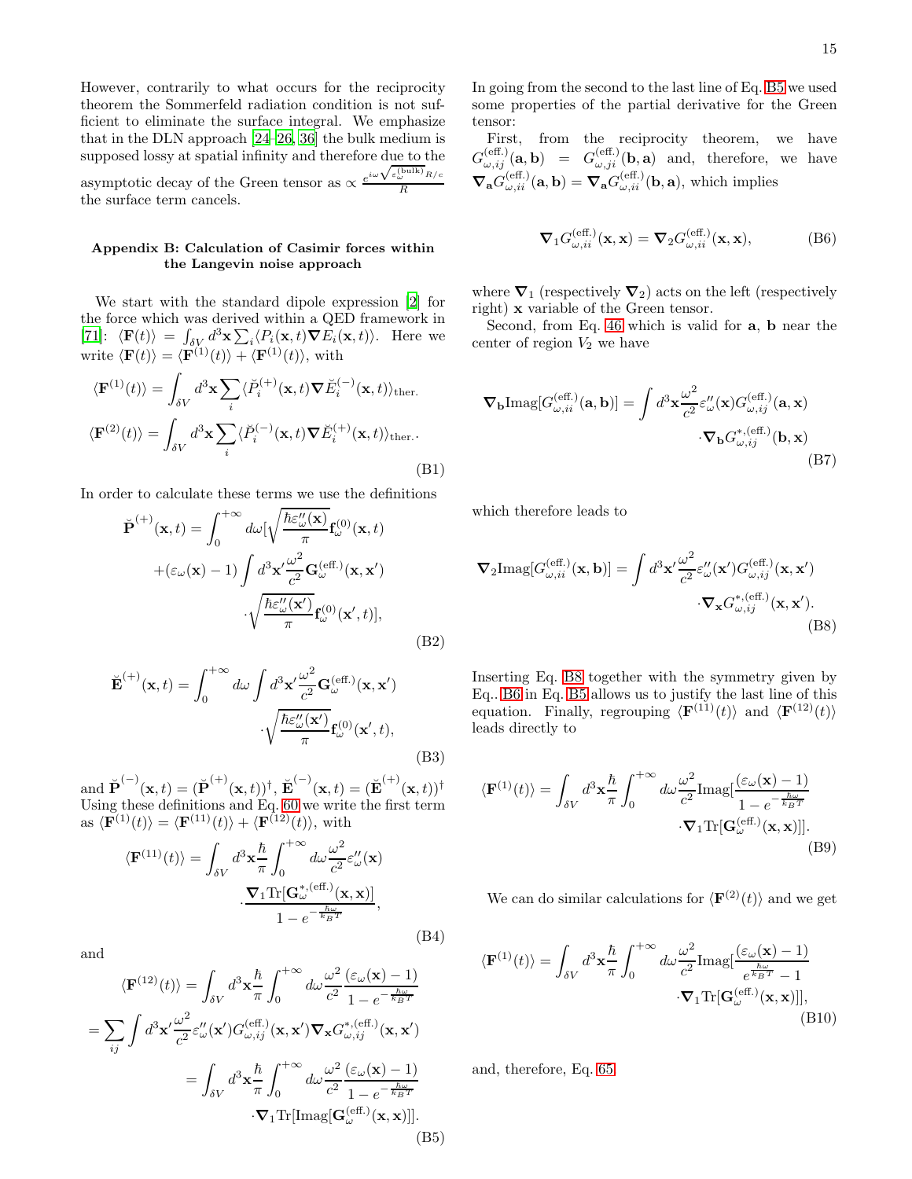However, contrarily to what occurs for the reciprocity theorem the Sommerfeld radiation condition is not sufficient to eliminate the surface integral. We emphasize that in the DLN approach [24–26, 36] the bulk medium is supposed lossy at spatial infinity and therefore due to the asymptotic decay of the Green tensor as $\propto \frac{e^{i\omega\sqrt{\varepsilon_\omega^{(\text{bulk})}}R/c}}{R}$ the surface term cancels.

## Appendix B: Calculation of Casimir forces within the Langevin noise approach

We start with the standard dipole expression [2] for the force which was derived within a QED framework in [71]: $\langle \mathbf{F}(t)\rangle = \int_{\delta V} d^3\mathbf{x}\sum_i \langle P_i(\mathbf{x},t)\boldsymbol{\nabla} E_i(\mathbf{x},t)\rangle$. Here we write $\langle \mathbf{F}(t)\rangle = \langle \mathbf{F}^{(1)}(t)\rangle + \langle \mathbf{F}^{(1)}(t)\rangle$, with

$$\begin{aligned}\langle \mathbf{F}^{(1)}(t)\rangle &= \int_{\delta V} d^3\mathbf{x}\sum_i \langle \breve{P}_i^{(+)}(\mathbf{x},t)\boldsymbol{\nabla}\breve{E}_i^{(-)}(\mathbf{x},t)\rangle_{\text{ther.}}\\ \langle \mathbf{F}^{(2)}(t)\rangle &= \int_{\delta V} d^3\mathbf{x}\sum_i \langle \breve{P}_i^{(-)}(\mathbf{x},t)\boldsymbol{\nabla}\breve{E}_i^{(+)}(\mathbf{x},t)\rangle_{\text{ther.}}.\end{aligned} \tag{B1}$$

In order to calculate these terms we use the definitions

$$\begin{aligned}\breve{\mathbf{P}}^{(+)}(\mathbf{x},t) &= \int_0^{+\infty} d\omega[\sqrt{\frac{\hbar\varepsilon''_\omega(\mathbf{x})}{\pi}}\mathbf{f}^{(0)}_\omega(\mathbf{x},t)\\ &+(\varepsilon_\omega(\mathbf{x})-1)\int d^3\mathbf{x}'\frac{\omega^2}{c^2}\mathbf{G}^{(\text{eff.})}_\omega(\mathbf{x},\mathbf{x}')\\ &\cdot\sqrt{\frac{\hbar\varepsilon''_\omega(\mathbf{x}')}{\pi}}\mathbf{f}^{(0)}_\omega(\mathbf{x}',t)],\end{aligned} \tag{B2}$$

$$\begin{aligned}\breve{\mathbf{E}}^{(+)}(\mathbf{x},t) &= \int_0^{+\infty} d\omega\int d^3\mathbf{x}'\frac{\omega^2}{c^2}\mathbf{G}^{(\text{eff.})}_\omega(\mathbf{x},\mathbf{x}')\\ &\cdot\sqrt{\frac{\hbar\varepsilon''_\omega(\mathbf{x}')}{\pi}}\mathbf{f}^{(0)}_\omega(\mathbf{x}',t),\end{aligned} \tag{B3}$$

and $\breve{\mathbf{P}}^{(-)}(\mathbf{x},t) = (\breve{\mathbf{P}}^{(+)}(\mathbf{x},t))^\dagger$, $\breve{\mathbf{E}}^{(-)}(\mathbf{x},t) = (\breve{\mathbf{E}}^{(+)}(\mathbf{x},t))^\dagger$ Using these definitions and Eq. 60 we write the first term as $\langle \mathbf{F}^{(1)}(t)\rangle = \langle \mathbf{F}^{(11)}(t)\rangle + \langle \mathbf{F}^{(12)}(t)\rangle$, with

$$\begin{aligned}\langle \mathbf{F}^{(11)}(t)\rangle &= \int_{\delta V} d^3\mathbf{x}\frac{\hbar}{\pi}\int_0^{+\infty} d\omega\frac{\omega^2}{c^2}\varepsilon''_\omega(\mathbf{x})\\ &\cdot\frac{\boldsymbol{\nabla}_1\text{Tr}[\mathbf{G}^{*,(\text{eff.})}_\omega(\mathbf{x},\mathbf{x})]}{1-e^{-\frac{\hbar\omega}{k_BT}}},\end{aligned} \tag{B4}$$

and

$$\begin{aligned}\langle \mathbf{F}^{(12)}(t)\rangle &= \int_{\delta V} d^3\mathbf{x}\frac{\hbar}{\pi}\int_0^{+\infty} d\omega\frac{\omega^2}{c^2}\frac{(\varepsilon_\omega(\mathbf{x})-1)}{1-e^{-\frac{\hbar\omega}{k_BT}}}\\ &=\sum_{ij}\int d^3\mathbf{x}'\frac{\omega^2}{c^2}\varepsilon''_\omega(\mathbf{x}')G^{(\text{eff.})}_{\omega,ij}(\mathbf{x},\mathbf{x}')\boldsymbol{\nabla}_\mathbf{x}G^{*,(\text{eff.})}_{\omega,ij}(\mathbf{x},\mathbf{x}')\\ &= \int_{\delta V} d^3\mathbf{x}\frac{\hbar}{\pi}\int_0^{+\infty} d\omega\frac{\omega^2}{c^2}\frac{(\varepsilon_\omega(\mathbf{x})-1)}{1-e^{-\frac{\hbar\omega}{k_BT}}}\\ &\cdot\boldsymbol{\nabla}_1\text{Tr}[\text{Imag}[\mathbf{G}^{(\text{eff.})}_\omega(\mathbf{x},\mathbf{x})]].\end{aligned} \tag{B5}$$

In going from the second to the last line of Eq. B5 we used some properties of the partial derivative for the Green tensor:

First, from the reciprocity theorem, we have $G^{(\text{eff.})}_{\omega,ij}(\mathbf{a},\mathbf{b}) = G^{(\text{eff.})}_{\omega,ji}(\mathbf{b},\mathbf{a})$ and, therefore, we have $\boldsymbol{\nabla}_\mathbf{a}G^{(\text{eff.})}_{\omega,ii}(\mathbf{a},\mathbf{b}) = \boldsymbol{\nabla}_\mathbf{a}G^{(\text{eff.})}_{\omega,ii}(\mathbf{b},\mathbf{a})$, which implies

$$\boldsymbol{\nabla}_1 G^{(\text{eff.})}_{\omega,ii}(\mathbf{x},\mathbf{x}) = \boldsymbol{\nabla}_2 G^{(\text{eff.})}_{\omega,ii}(\mathbf{x},\mathbf{x}), \tag{B6}$$

where $\boldsymbol{\nabla}_1$ (respectively $\boldsymbol{\nabla}_2$) acts on the left (respectively right) $\mathbf{x}$ variable of the Green tensor.

Second, from Eq. 46 which is valid for $\mathbf{a}$, $\mathbf{b}$ near the center of region $V_2$ we have

$$\begin{aligned}\boldsymbol{\nabla}_\mathbf{b}\text{Imag}[G^{(\text{eff.})}_{\omega,ii}(\mathbf{a},\mathbf{b})] &= \int d^3\mathbf{x}\frac{\omega^2}{c^2}\varepsilon''_\omega(\mathbf{x})G^{(\text{eff.})}_{\omega,ij}(\mathbf{a},\mathbf{x})\\ &\cdot\boldsymbol{\nabla}_\mathbf{b}G^{*,(\text{eff.})}_{\omega,ij}(\mathbf{b},\mathbf{x})\end{aligned} \tag{B7}$$

which therefore leads to

$$\begin{aligned}\boldsymbol{\nabla}_2\text{Imag}[G^{(\text{eff.})}_{\omega,ii}(\mathbf{x},\mathbf{b})] &= \int d^3\mathbf{x}'\frac{\omega^2}{c^2}\varepsilon''_\omega(\mathbf{x}')G^{(\text{eff.})}_{\omega,ij}(\mathbf{x},\mathbf{x}')\\ &\cdot\boldsymbol{\nabla}_\mathbf{x}G^{*,(\text{eff.})}_{\omega,ij}(\mathbf{x},\mathbf{x}').\end{aligned} \tag{B8}$$

Inserting Eq. B8 together with the symmetry given by Eq.. B6 in Eq. B5 allows us to justify the last line of this equation. Finally, regrouping $\langle \mathbf{F}^{(11)}(t)\rangle$ and $\langle \mathbf{F}^{(12)}(t)\rangle$ leads directly to

$$\begin{aligned}\langle \mathbf{F}^{(1)}(t)\rangle &= \int_{\delta V} d^3\mathbf{x}\frac{\hbar}{\pi}\int_0^{+\infty} d\omega\frac{\omega^2}{c^2}\text{Imag}[\frac{(\varepsilon_\omega(\mathbf{x})-1)}{1-e^{-\frac{\hbar\omega}{k_BT}}}\\ &\cdot\boldsymbol{\nabla}_1\text{Tr}[\mathbf{G}^{(\text{eff.})}_\omega(\mathbf{x},\mathbf{x})]].\end{aligned} \tag{B9}$$

We can do similar calculations for $\langle \mathbf{F}^{(2)}(t)\rangle$ and we get

$$\begin{aligned}\langle \mathbf{F}^{(1)}(t)\rangle &= \int_{\delta V} d^3\mathbf{x}\frac{\hbar}{\pi}\int_0^{+\infty} d\omega\frac{\omega^2}{c^2}\text{Imag}[\frac{(\varepsilon_\omega(\mathbf{x})-1)}{e^{\frac{\hbar\omega}{k_BT}}-1}\\ &\cdot\boldsymbol{\nabla}_1\text{Tr}[\mathbf{G}^{(\text{eff.})}_\omega(\mathbf{x},\mathbf{x})]],\end{aligned} \tag{B10}$$

and, therefore, Eq. 65.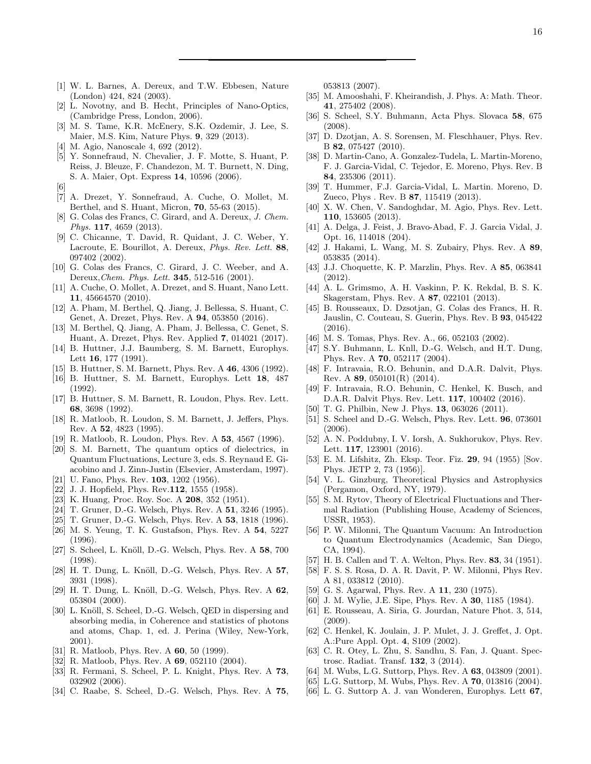---

[1] W. L. Barnes, A. Dereux, and T.W. Ebbesen, Nature (London) 424, 824 (2003).

[2] L. Novotny, and B. Hecht, Principles of Nano-Optics, (Cambridge Press, London, 2006).

[3] M. S. Tame, K.R. McEnery, S.K. Ozdemir, J. Lee, S. Maier, M.S. Kim, Nature Phys. **9**, 329 (2013).

[4] M. Agio, Nanoscale 4, 692 (2012).

[5] Y. Sonnefraud, N. Chevalier, J. F. Motte, S. Huant, P. Reiss, J. Bleuze, F. Chandezon, M. T. Burnett, N. Ding, S. A. Maier, Opt. Express **14**, 10596 (2006).

[6]

[7] A. Drezet, Y. Sonnefraud, A. Cuche, O. Mollet, M. Berthel, and S. Huant, Micron, **70**, 55-63 (2015).

[8] G. Colas des Francs, C. Girard, and A. Dereux, *J. Chem. Phys.* **117**, 4659 (2013).

[9] C. Chicanne, T. David, R. Quidant, J. C. Weber, Y. Lacroute, E. Bourillot, A. Dereux, *Phys. Rev. Lett.* **88**, 097402 (2002).

[10] G. Colas des Francs, C. Girard, J. C. Weeber, and A. Dereux,*Chem. Phys. Lett.* **345**, 512-516 (2001).

[11] A. Cuche, O. Mollet, A. Drezet, and S. Huant, Nano Lett. **11**, 45664570 (2010).

[12] A. Pham, M. Berthel, Q. Jiang, J. Bellessa, S. Huant, C. Genet, A. Drezet, Phys. Rev. A **94**, 053850 (2016).

[13] M. Berthel, Q. Jiang, A. Pham, J. Bellessa, C. Genet, S. Huant, A. Drezet, Phys. Rev. Applied **7**, 014021 (2017).

[14] B. Huttner, J.J. Baumberg, S. M. Barnett, Europhys. Lett **16**, 177 (1991).

[15] B. Huttner, S. M. Barnett, Phys. Rev. A **46**, 4306 (1992).

[16] B. Huttner, S. M. Barnett, Europhys. Lett **18**, 487 (1992).

[17] B. Huttner, S. M. Barnett, R. Loudon, Phys. Rev. Lett. **68**, 3698 (1992).

[18] R. Matloob, R. Loudon, S. M. Barnett, J. Jeffers, Phys. Rev. A **52**, 4823 (1995).

[19] R. Matloob, R. Loudon, Phys. Rev. A **53**, 4567 (1996).

[20] S. M. Barnett, The quantum optics of dielectrics, in Quantum Fluctuations, Lecture 3, eds. S. Reynaud E. Giacobino and J. Zinn-Justin (Elsevier, Amsterdam, 1997).

[21] U. Fano, Phys. Rev. **103**, 1202 (1956).

[22] J. J. Hopfield, Phys. Rev.**112**, 1555 (1958).

[23] K. Huang, Proc. Roy. Soc. A **208**, 352 (1951).

[24] T. Gruner, D.-G. Welsch, Phys. Rev. A **51**, 3246 (1995).

[25] T. Gruner, D.-G. Welsch, Phys. Rev. A **53**, 1818 (1996).

[26] M. S. Yeung, T. K. Gustafson, Phys. Rev. A **54**, 5227 (1996).

[27] S. Scheel, L. Knöll, D.-G. Welsch, Phys. Rev. A **58**, 700 (1998).

[28] H. T. Dung, L. Knöll, D.-G. Welsch, Phys. Rev. A **57**, 3931 (1998).

[29] H. T. Dung, L. Knöll, D.-G. Welsch, Phys. Rev. A **62**, 053804 (2000).

[30] L. Knöll, S. Scheel, D.-G. Welsch, QED in dispersing and absorbing media, in Coherence and statistics of photons and atoms, Chap. 1, ed. J. Perina (Wiley, New-York, 2001).

[31] R. Matloob, Phys. Rev. A **60**, 50 (1999).

[32] R. Matloob, Phys. Rev. A **69**, 052110 (2004).

[33] R. Fermani, S. Scheel, P. L. Knight, Phys. Rev. A **73**, 032902 (2006).

[34] C. Raabe, S. Scheel, D.-G. Welsch, Phys. Rev. A **75**, 053813 (2007).

[35] M. Amooshahi, F. Kheirandish, J. Phys. A: Math. Theor. **41**, 275402 (2008).

[36] S. Scheel, S.Y. Buhmann, Acta Phys. Slovaca **58**, 675 (2008).

[37] D. Dzotjan, A. S. Sorensen, M. Fleschhauer, Phys. Rev. B **82**, 075427 (2010).

[38] D. Martin-Cano, A. Gonzalez-Tudela, L. Martin-Moreno, F. J. Garcia-Vidal, C. Tejedor, E. Moreno, Phys. Rev. B **84**, 235306 (2011).

[39] T. Hummer, F.J. Garcia-Vidal, L. Martin. Moreno, D. Zueco, Phys . Rev. B **87**, 115419 (2013).

[40] X. W. Chen, V. Sandoghdar, M. Agio, Phys. Rev. Lett. **110**, 153605 (2013).

[41] A. Delga, J. Feist, J. Bravo-Abad, F. J. Garcia Vidal, J. Opt. 16, 114018 (204).

[42] J. Hakami, L. Wang, M. S. Zubairy, Phys. Rev. A **89**, 053835 (2014).

[43] J.J. Choquette, K. P. Marzlin, Phys. Rev. A **85**, 063841 (2012).

[44] A. L. Grimsmo, A. H. Vaskinn, P. K. Rekdal, B. S. K. Skagerstam, Phys. Rev. A **87**, 022101 (2013).

[45] B. Rousseaux, D. Dzsotjan, G. Colas des Francs, H. R. Jauslin, C. Couteau, S. Guerin, Phys. Rev. B **93**, 045422 (2016).

[46] M. S. Tomas, Phys. Rev. A., 66, 052103 (2002).

[47] S.Y. Buhmann, L. Knll, D.-G. Welsch, and H.T. Dung, Phys. Rev. A **70**, 052117 (2004).

[48] F. Intravaia, R.O. Behunin, and D.A.R. Dalvit, Phys. Rev. A **89**, 050101(R) (2014).

[49] F. Intravaia, R.O. Behunin, C. Henkel, K. Busch, and D.A.R. Dalvit Phys. Rev. Lett. **117**, 100402 (2016).

[50] T. G. Philbin, New J. Phys. **13**, 063026 (2011).

[51] S. Scheel and D.-G. Welsch, Phys. Rev. Lett. **96**, 073601 (2006).

[52] A. N. Poddubny, I. V. Iorsh, A. Sukhorukov, Phys. Rev. Lett. **117**, 123901 (2016).

[53] E. M. Lifshitz, Zh. Eksp. Teor. Fiz. **29**, 94 (1955) [Sov. Phys. JETP 2, 73 (1956)].

[54] V. L. Ginzburg, Theoretical Physics and Astrophysics (Pergamon, Oxford, NY, 1979).

[55] S. M. Rytov, Theory of Electrical Fluctuations and Thermal Radiation (Publishing House, Academy of Sciences, USSR, 1953).

[56] P. W. Milonni, The Quantum Vacuum: An Introduction to Quantum Electrodynamics (Academic, San Diego, CA, 1994).

[57] H. B. Callen and T. A. Welton, Phys. Rev. **83**, 34 (1951).

[58] F. S. S. Rosa, D. A. R. Davit, P. W. Milonni, Phys Rev. A 81, 033812 (2010).

[59] G. S. Agarwal, Phys. Rev. A **11**, 230 (1975).

[60] J. M. Wylie, J.E. Sipe, Phys. Rev. A **30**, 1185 (1984).

[61] E. Rousseau, A. Siria, G. Jourdan, Nature Phot. 3, 514, (2009).

[62] C. Henkel, K. Joulain, J. P. Mulet, J. J. Greffet, J. Opt. A.:Pure Appl. Opt. **4**, S109 (2002).

[63] C. R. Otey, L. Zhu, S. Sandhu, S. Fan, J. Quant. Spectrosc. Radiat. Transf. **132**, 3 (2014).

[64] M. Wubs, L.G. Suttorp, Phys. Rev. A **63**, 043809 (2001).

[65] L.G. Suttorp, M. Wubs, Phys. Rev. A **70**, 013816 (2004).

[66] L. G. Suttorp A. J. van Wonderen, Europhys. Lett **67**,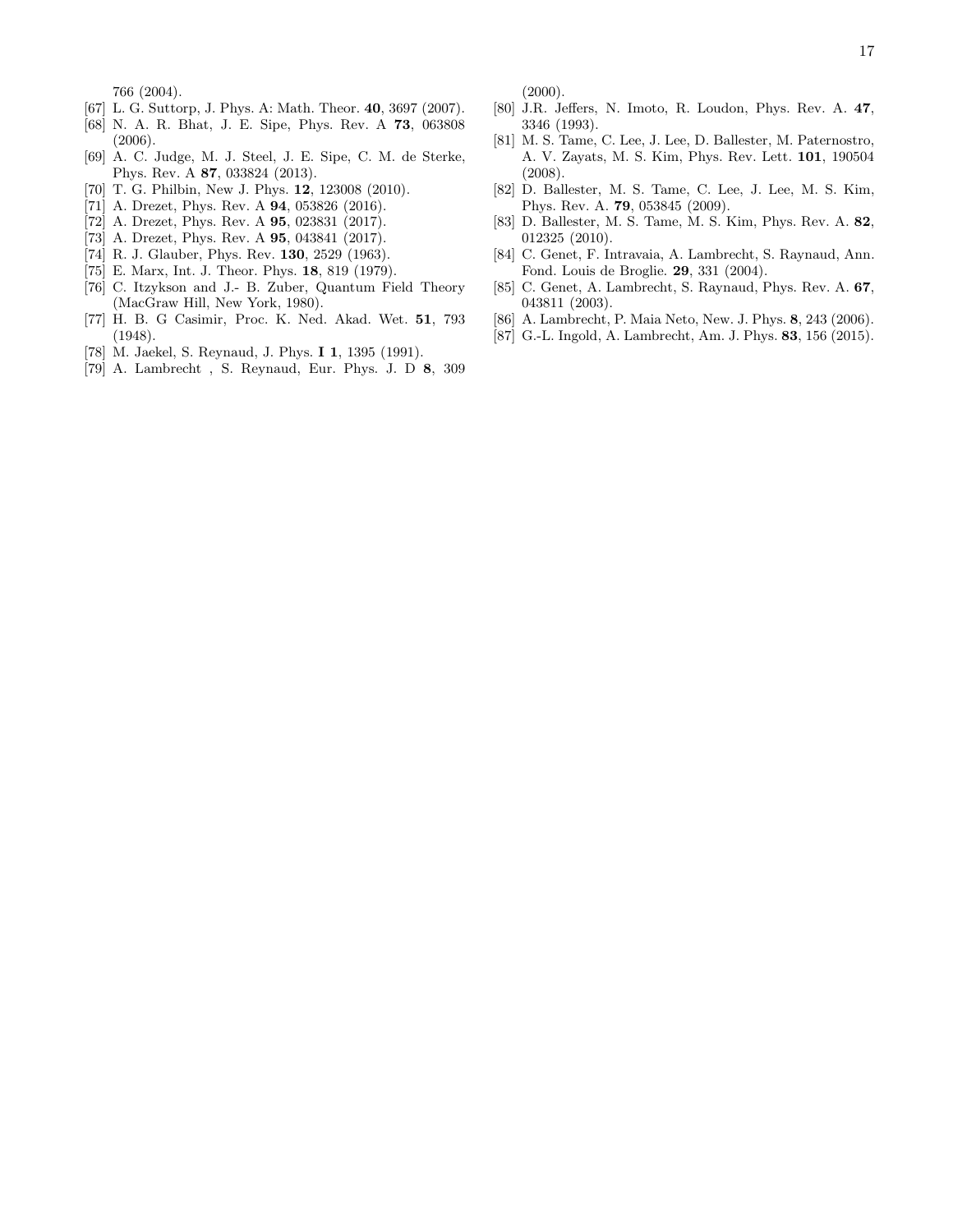766 (2004).

[67] L. G. Suttorp, J. Phys. A: Math. Theor. **40**, 3697 (2007).

[68] N. A. R. Bhat, J. E. Sipe, Phys. Rev. A **73**, 063808 (2006).

[69] A. C. Judge, M. J. Steel, J. E. Sipe, C. M. de Sterke, Phys. Rev. A **87**, 033824 (2013).

[70] T. G. Philbin, New J. Phys. **12**, 123008 (2010).

[71] A. Drezet, Phys. Rev. A **94**, 053826 (2016).

[72] A. Drezet, Phys. Rev. A **95**, 023831 (2017).

[73] A. Drezet, Phys. Rev. A **95**, 043841 (2017).

[74] R. J. Glauber, Phys. Rev. **130**, 2529 (1963).

[75] E. Marx, Int. J. Theor. Phys. **18**, 819 (1979).

[76] C. Itzykson and J.- B. Zuber, Quantum Field Theory (MacGraw Hill, New York, 1980).

[77] H. B. G Casimir, Proc. K. Ned. Akad. Wet. **51**, 793 (1948).

[78] M. Jaekel, S. Reynaud, J. Phys. **I 1**, 1395 (1991).

[79] A. Lambrecht , S. Reynaud, Eur. Phys. J. D **8**, 309 (2000).

[80] J.R. Jeffers, N. Imoto, R. Loudon, Phys. Rev. A. **47**, 3346 (1993).

[81] M. S. Tame, C. Lee, J. Lee, D. Ballester, M. Paternostro, A. V. Zayats, M. S. Kim, Phys. Rev. Lett. **101**, 190504 (2008).

[82] D. Ballester, M. S. Tame, C. Lee, J. Lee, M. S. Kim, Phys. Rev. A. **79**, 053845 (2009).

[83] D. Ballester, M. S. Tame, M. S. Kim, Phys. Rev. A. **82**, 012325 (2010).

[84] C. Genet, F. Intravaia, A. Lambrecht, S. Raynaud, Ann. Fond. Louis de Broglie. **29**, 331 (2004).

[85] C. Genet, A. Lambrecht, S. Raynaud, Phys. Rev. A. **67**, 043811 (2003).

[86] A. Lambrecht, P. Maia Neto, New. J. Phys. **8**, 243 (2006).

[87] G.-L. Ingold, A. Lambrecht, Am. J. Phys. **83**, 156 (2015).